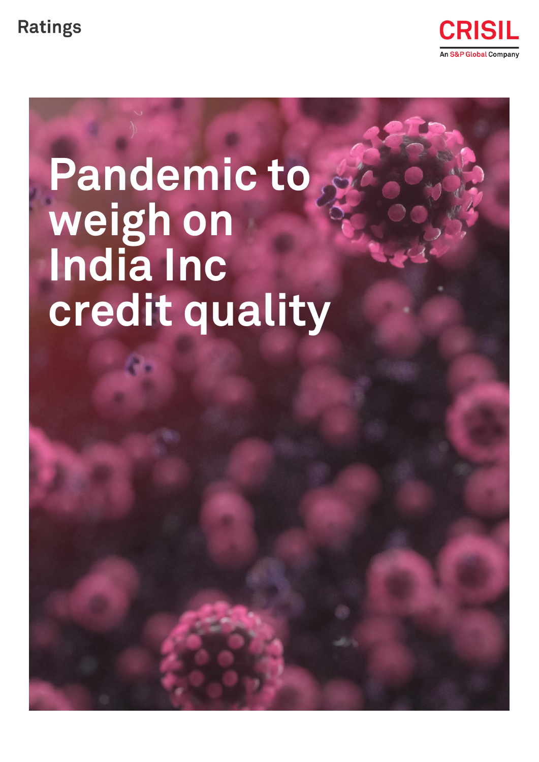Ratings

CRISIL

An S&P Global Company

# Pandemic to weigh on India Inc credit quality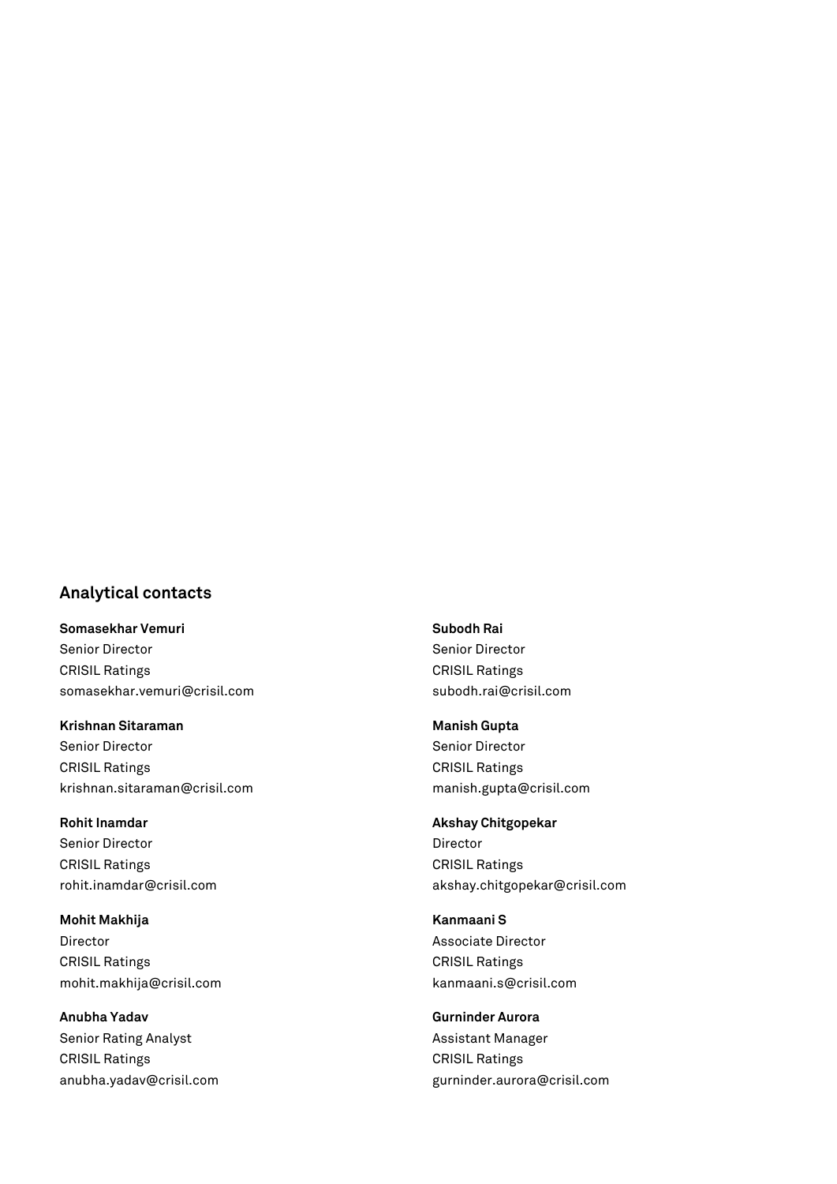## Analytical contacts

**Somasekhar Vemuri**
Senior Director
CRISIL Ratings
somasekhar.vemuri@crisil.com

**Krishnan Sitaraman**
Senior Director
CRISIL Ratings
krishnan.sitaraman@crisil.com

**Rohit Inamdar**
Senior Director
CRISIL Ratings
rohit.inamdar@crisil.com

**Mohit Makhija**
Director
CRISIL Ratings
mohit.makhija@crisil.com

**Anubha Yadav**
Senior Rating Analyst
CRISIL Ratings
anubha.yadav@crisil.com

**Subodh Rai**
Senior Director
CRISIL Ratings
subodh.rai@crisil.com

**Manish Gupta**
Senior Director
CRISIL Ratings
manish.gupta@crisil.com

**Akshay Chitgopekar**
Director
CRISIL Ratings
akshay.chitgopekar@crisil.com

**Kanmaani S**
Associate Director
CRISIL Ratings
kanmaani.s@crisil.com

**Gurninder Aurora**
Assistant Manager
CRISIL Ratings
gurninder.aurora@crisil.com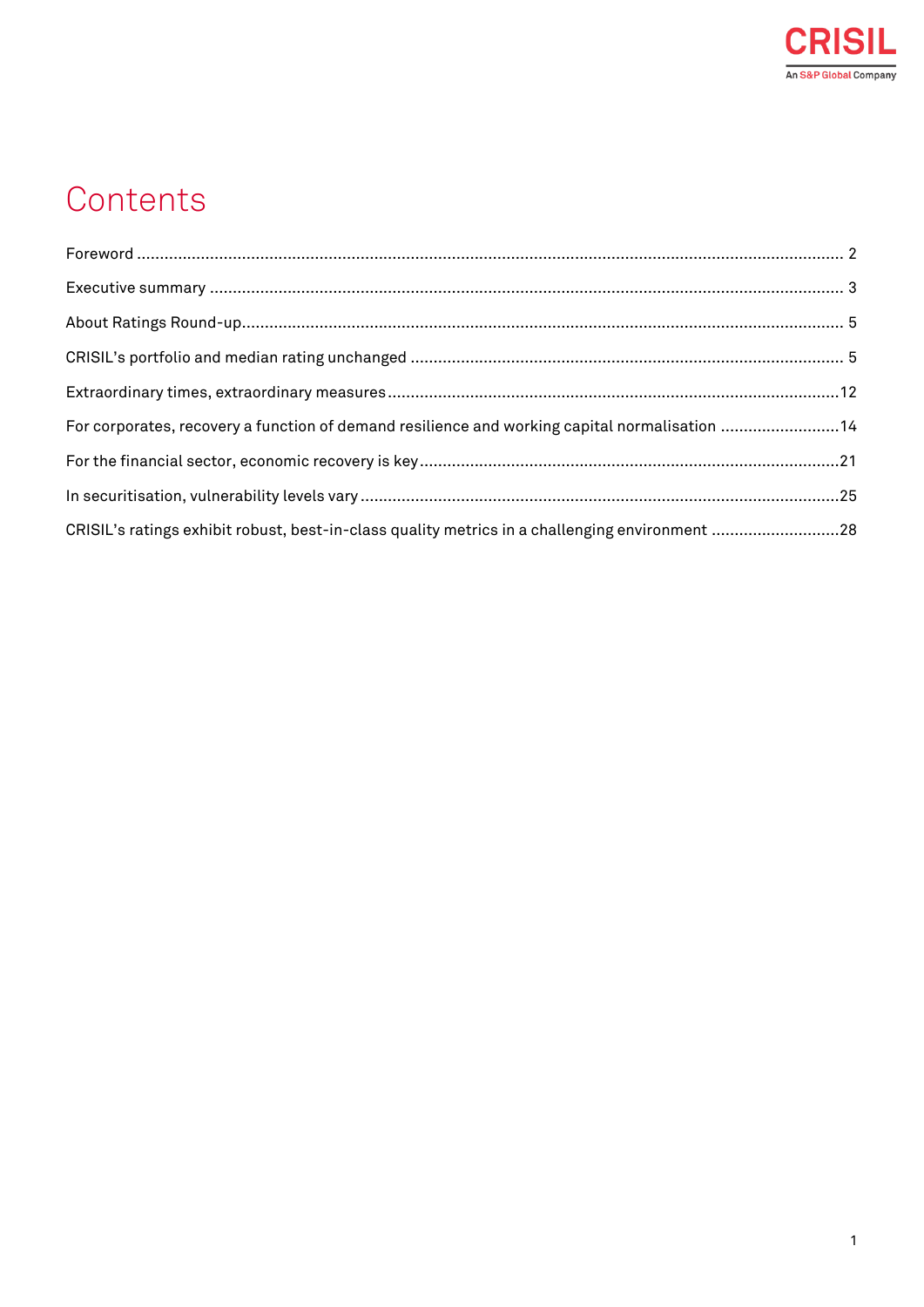# Contents

Foreword ........................................................................................................................................... 2

Executive summary ........................................................................................................................... 3

About Ratings Round-up..................................................................................................................... 5

CRISIL's portfolio and median rating unchanged ................................................................................ 5

Extraordinary times, extraordinary measures ....................................................................................12

For corporates, recovery a function of demand resilience and working capital normalisation ..........................14

For the financial sector, economic recovery is key.............................................................................21

In securitisation, vulnerability levels vary .........................................................................................25

CRISIL's ratings exhibit robust, best-in-class quality metrics in a challenging environment ............................28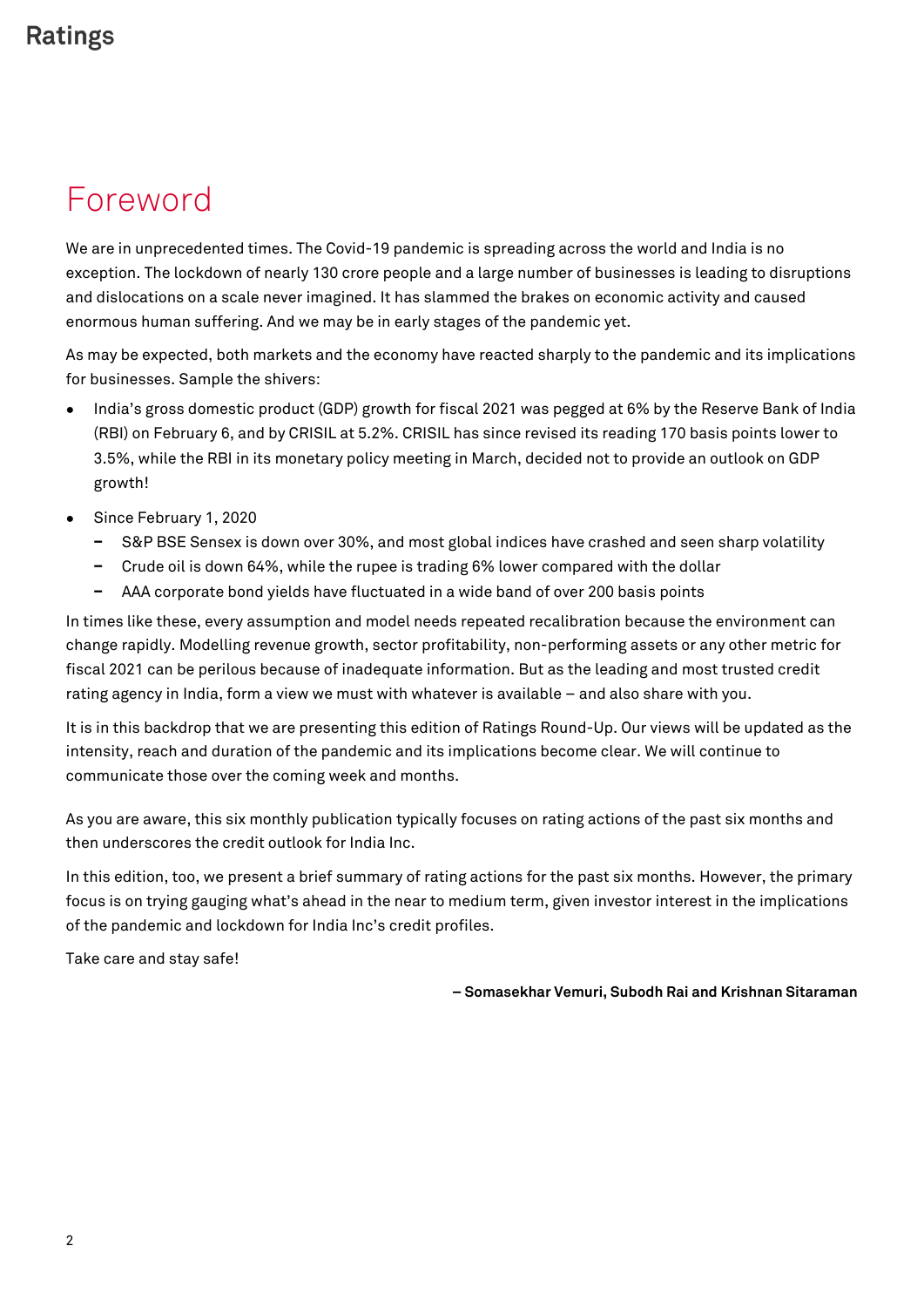# Foreword

We are in unprecedented times. The Covid-19 pandemic is spreading across the world and India is no exception. The lockdown of nearly 130 crore people and a large number of businesses is leading to disruptions and dislocations on a scale never imagined. It has slammed the brakes on economic activity and caused enormous human suffering. And we may be in early stages of the pandemic yet.

As may be expected, both markets and the economy have reacted sharply to the pandemic and its implications for businesses. Sample the shivers:

- India's gross domestic product (GDP) growth for fiscal 2021 was pegged at 6% by the Reserve Bank of India (RBI) on February 6, and by CRISIL at 5.2%. CRISIL has since revised its reading 170 basis points lower to 3.5%, while the RBI in its monetary policy meeting in March, decided not to provide an outlook on GDP growth!
- Since February 1, 2020
  - S&P BSE Sensex is down over 30%, and most global indices have crashed and seen sharp volatility
  - Crude oil is down 64%, while the rupee is trading 6% lower compared with the dollar
  - AAA corporate bond yields have fluctuated in a wide band of over 200 basis points

In times like these, every assumption and model needs repeated recalibration because the environment can change rapidly. Modelling revenue growth, sector profitability, non-performing assets or any other metric for fiscal 2021 can be perilous because of inadequate information. But as the leading and most trusted credit rating agency in India, form a view we must with whatever is available – and also share with you.

It is in this backdrop that we are presenting this edition of Ratings Round-Up. Our views will be updated as the intensity, reach and duration of the pandemic and its implications become clear. We will continue to communicate those over the coming week and months.

As you are aware, this six monthly publication typically focuses on rating actions of the past six months and then underscores the credit outlook for India Inc.

In this edition, too, we present a brief summary of rating actions for the past six months. However, the primary focus is on trying gauging what's ahead in the near to medium term, given investor interest in the implications of the pandemic and lockdown for India Inc's credit profiles.

Take care and stay safe!

**– Somasekhar Vemuri, Subodh Rai and Krishnan Sitaraman**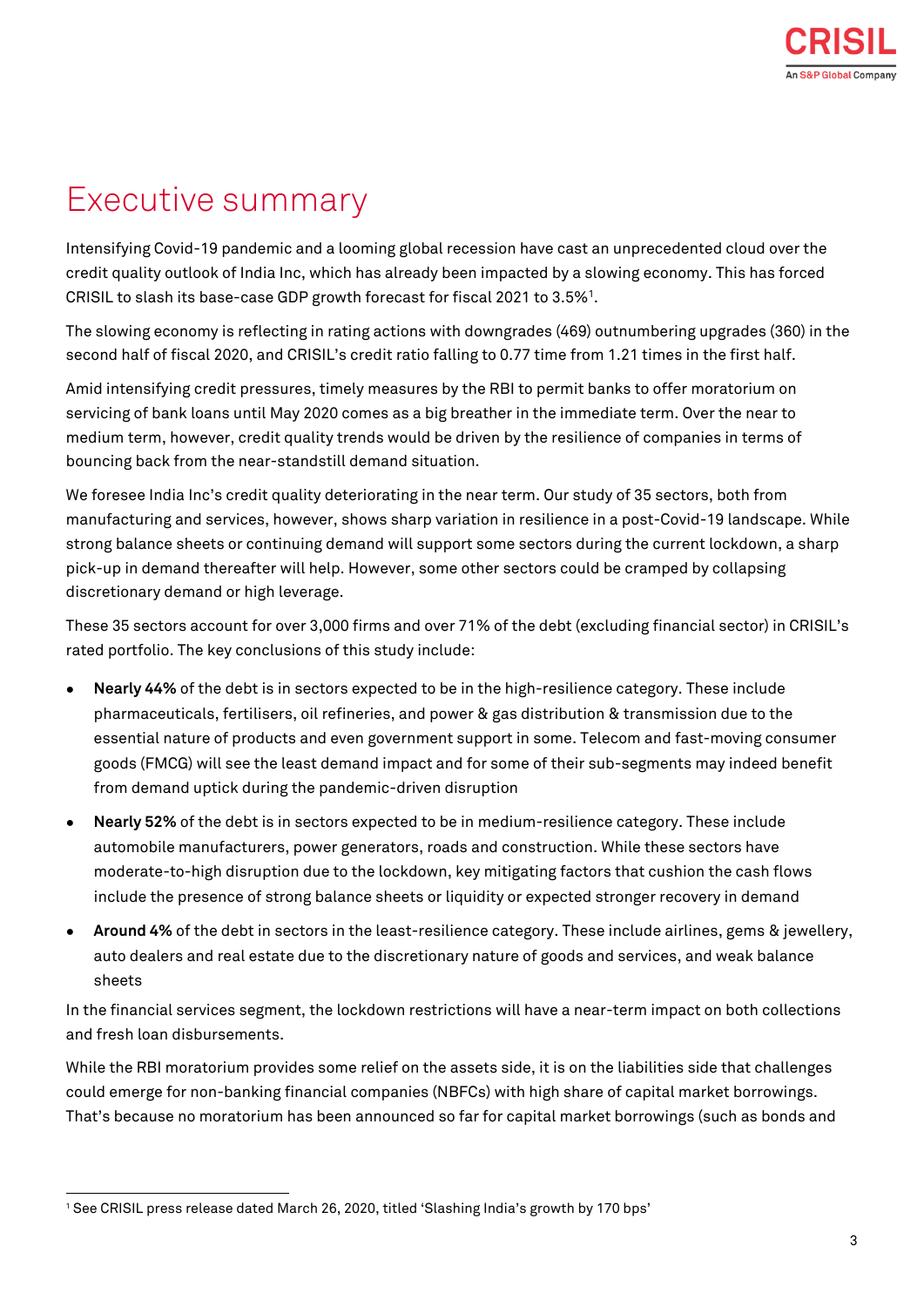# Executive summary

Intensifying Covid-19 pandemic and a looming global recession have cast an unprecedented cloud over the credit quality outlook of India Inc, which has already been impacted by a slowing economy. This has forced CRISIL to slash its base-case GDP growth forecast for fiscal 2021 to 3.5%[1].

The slowing economy is reflecting in rating actions with downgrades (469) outnumbering upgrades (360) in the second half of fiscal 2020, and CRISIL's credit ratio falling to 0.77 time from 1.21 times in the first half.

Amid intensifying credit pressures, timely measures by the RBI to permit banks to offer moratorium on servicing of bank loans until May 2020 comes as a big breather in the immediate term. Over the near to medium term, however, credit quality trends would be driven by the resilience of companies in terms of bouncing back from the near-standstill demand situation.

We foresee India Inc's credit quality deteriorating in the near term. Our study of 35 sectors, both from manufacturing and services, however, shows sharp variation in resilience in a post-Covid-19 landscape. While strong balance sheets or continuing demand will support some sectors during the current lockdown, a sharp pick-up in demand thereafter will help. However, some other sectors could be cramped by collapsing discretionary demand or high leverage.

These 35 sectors account for over 3,000 firms and over 71% of the debt (excluding financial sector) in CRISIL's rated portfolio. The key conclusions of this study include:

- **Nearly 44%** of the debt is in sectors expected to be in the high-resilience category. These include pharmaceuticals, fertilisers, oil refineries, and power & gas distribution & transmission due to the essential nature of products and even government support in some. Telecom and fast-moving consumer goods (FMCG) will see the least demand impact and for some of their sub-segments may indeed benefit from demand uptick during the pandemic-driven disruption
- **Nearly 52%** of the debt is in sectors expected to be in medium-resilience category. These include automobile manufacturers, power generators, roads and construction. While these sectors have moderate-to-high disruption due to the lockdown, key mitigating factors that cushion the cash flows include the presence of strong balance sheets or liquidity or expected stronger recovery in demand
- **Around 4%** of the debt in sectors in the least-resilience category. These include airlines, gems & jewellery, auto dealers and real estate due to the discretionary nature of goods and services, and weak balance sheets

In the financial services segment, the lockdown restrictions will have a near-term impact on both collections and fresh loan disbursements.

While the RBI moratorium provides some relief on the assets side, it is on the liabilities side that challenges could emerge for non-banking financial companies (NBFCs) with high share of capital market borrowings. That's because no moratorium has been announced so far for capital market borrowings (such as bonds and

[1] See CRISIL press release dated March 26, 2020, titled 'Slashing India's growth by 170 bps'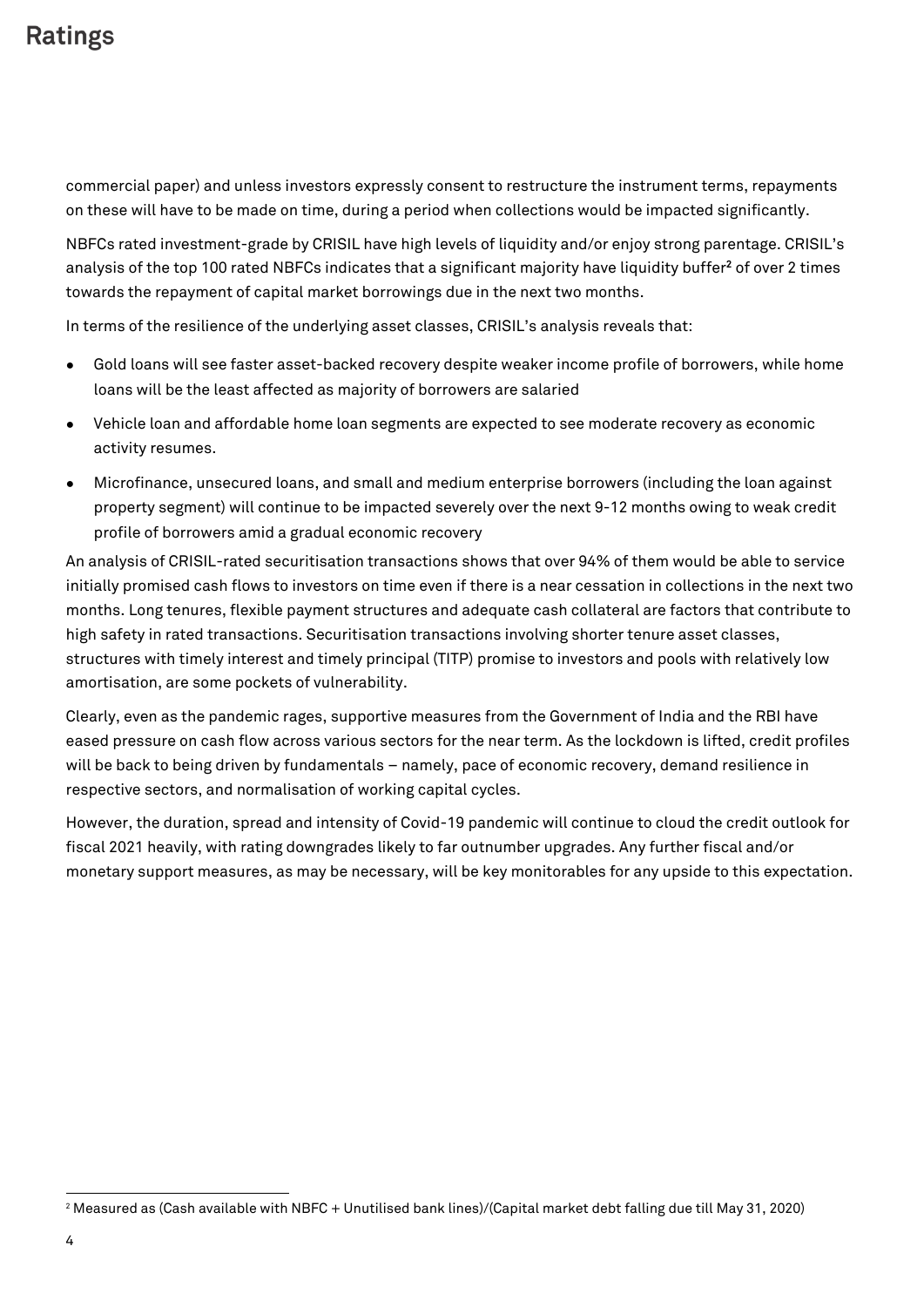commercial paper) and unless investors expressly consent to restructure the instrument terms, repayments on these will have to be made on time, during a period when collections would be impacted significantly.

NBFCs rated investment-grade by CRISIL have high levels of liquidity and/or enjoy strong parentage. CRISIL's analysis of the top 100 rated NBFCs indicates that a significant majority have liquidity buffer[2] of over 2 times towards the repayment of capital market borrowings due in the next two months.

In terms of the resilience of the underlying asset classes, CRISIL's analysis reveals that:

- Gold loans will see faster asset-backed recovery despite weaker income profile of borrowers, while home loans will be the least affected as majority of borrowers are salaried
- Vehicle loan and affordable home loan segments are expected to see moderate recovery as economic activity resumes.
- Microfinance, unsecured loans, and small and medium enterprise borrowers (including the loan against property segment) will continue to be impacted severely over the next 9-12 months owing to weak credit profile of borrowers amid a gradual economic recovery

An analysis of CRISIL-rated securitisation transactions shows that over 94% of them would be able to service initially promised cash flows to investors on time even if there is a near cessation in collections in the next two months. Long tenures, flexible payment structures and adequate cash collateral are factors that contribute to high safety in rated transactions. Securitisation transactions involving shorter tenure asset classes, structures with timely interest and timely principal (TITP) promise to investors and pools with relatively low amortisation, are some pockets of vulnerability.

Clearly, even as the pandemic rages, supportive measures from the Government of India and the RBI have eased pressure on cash flow across various sectors for the near term. As the lockdown is lifted, credit profiles will be back to being driven by fundamentals – namely, pace of economic recovery, demand resilience in respective sectors, and normalisation of working capital cycles.

However, the duration, spread and intensity of Covid-19 pandemic will continue to cloud the credit outlook for fiscal 2021 heavily, with rating downgrades likely to far outnumber upgrades. Any further fiscal and/or monetary support measures, as may be necessary, will be key monitorables for any upside to this expectation.

---

[2] Measured as (Cash available with NBFC + Unutilised bank lines)/(Capital market debt falling due till May 31, 2020)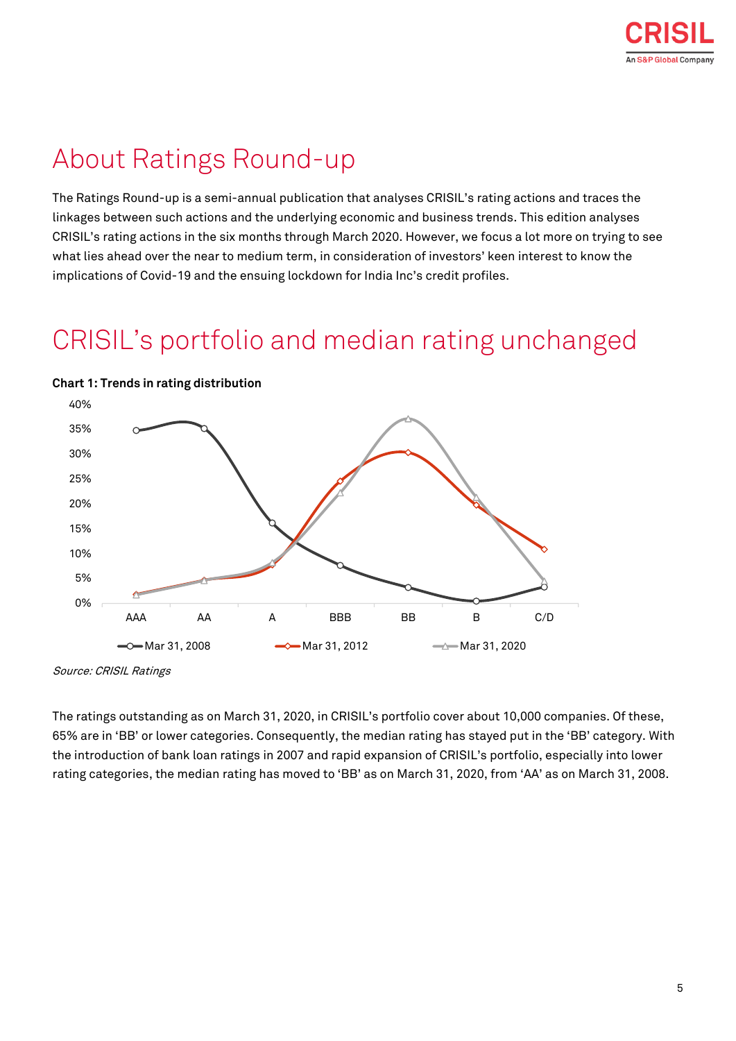# About Ratings Round-up

The Ratings Round-up is a semi-annual publication that analyses CRISIL's rating actions and traces the linkages between such actions and the underlying economic and business trends. This edition analyses CRISIL's rating actions in the six months through March 2020. However, we focus a lot more on trying to see what lies ahead over the near to medium term, in consideration of investors' keen interest to know the implications of Covid-19 and the ensuing lockdown for India Inc's credit profiles.

# CRISIL's portfolio and median rating unchanged

**Chart 1: Trends in rating distribution**

*Source: CRISIL Ratings*

The ratings outstanding as on March 31, 2020, in CRISIL's portfolio cover about 10,000 companies. Of these, 65% are in 'BB' or lower categories. Consequently, the median rating has stayed put in the 'BB' category. With the introduction of bank loan ratings in 2007 and rapid expansion of CRISIL's portfolio, especially into lower rating categories, the median rating has moved to 'BB' as on March 31, 2020, from 'AA' as on March 31, 2008.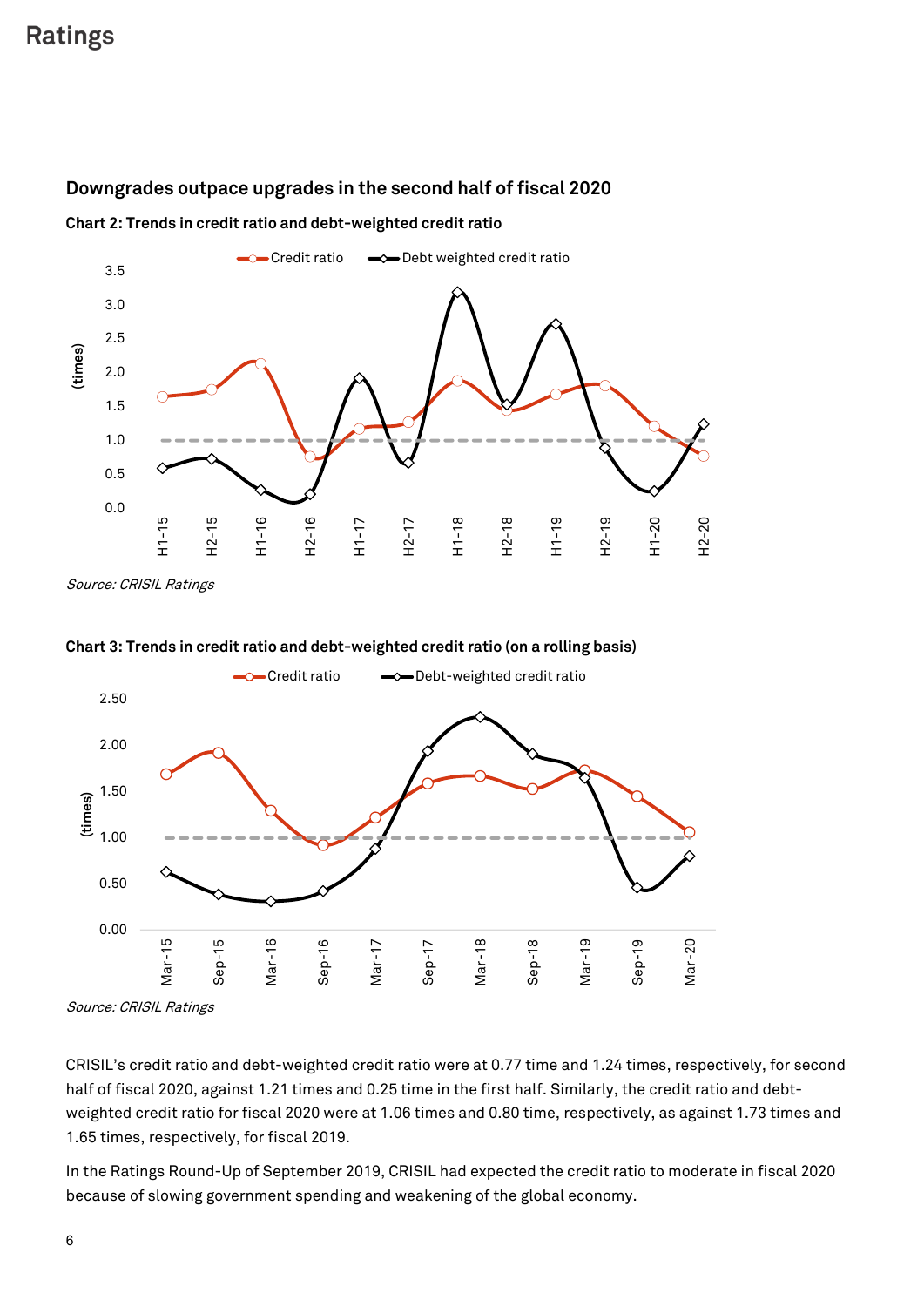## Downgrades outpace upgrades in the second half of fiscal 2020

**Chart 2: Trends in credit ratio and debt-weighted credit ratio**

*Source: CRISIL Ratings*

**Chart 3: Trends in credit ratio and debt-weighted credit ratio (on a rolling basis)**

*Source: CRISIL Ratings*

CRISIL's credit ratio and debt-weighted credit ratio were at 0.77 time and 1.24 times, respectively, for second half of fiscal 2020, against 1.21 times and 0.25 time in the first half. Similarly, the credit ratio and debt-weighted credit ratio for fiscal 2020 were at 1.06 times and 0.80 time, respectively, as against 1.73 times and 1.65 times, respectively, for fiscal 2019.

In the Ratings Round-Up of September 2019, CRISIL had expected the credit ratio to moderate in fiscal 2020 because of slowing government spending and weakening of the global economy.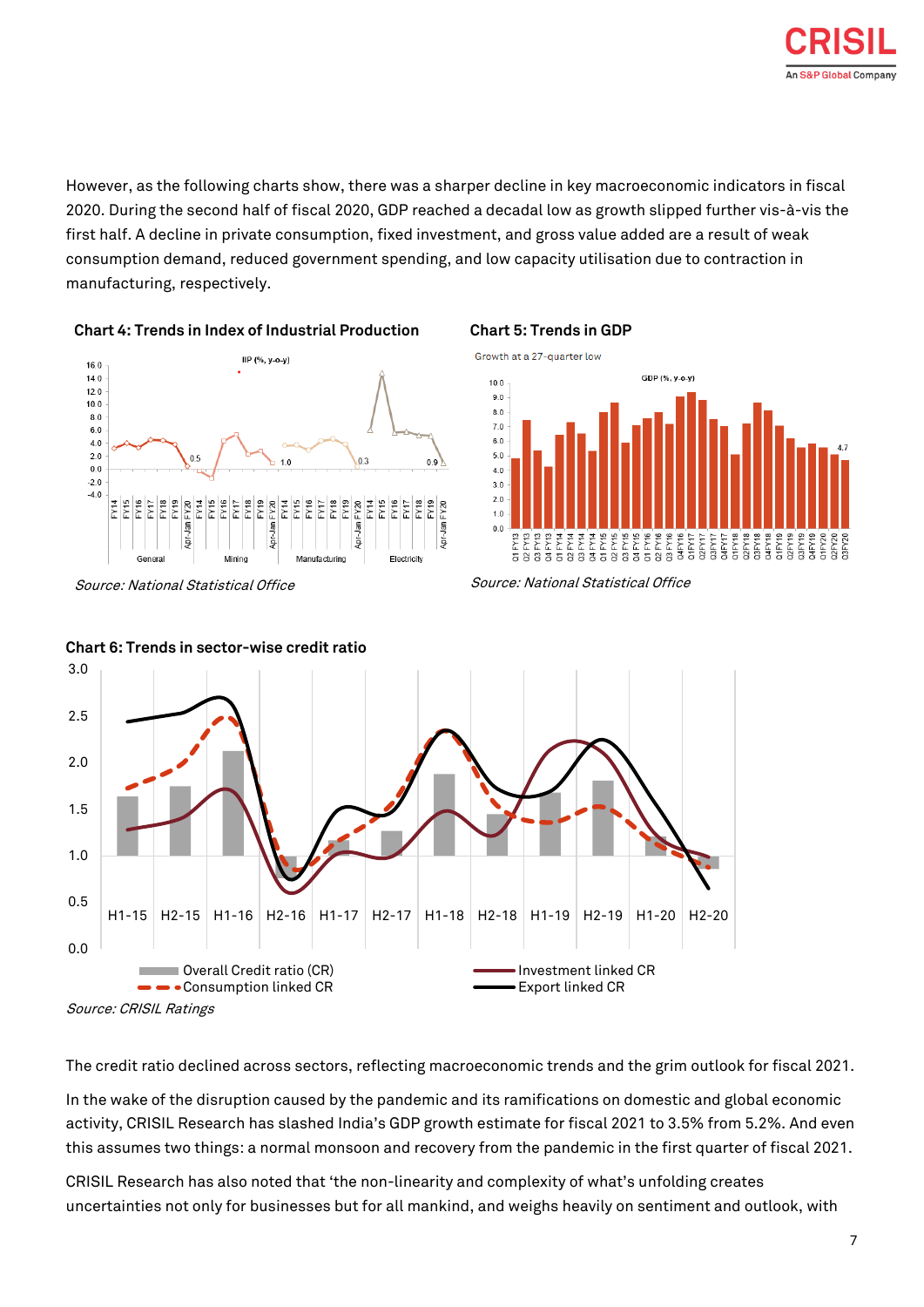However, as the following charts show, there was a sharper decline in key macroeconomic indicators in fiscal 2020. During the second half of fiscal 2020, GDP reached a decadal low as growth slipped further vis-à-vis the first half. A decline in private consumption, fixed investment, and gross value added are a result of weak consumption demand, reduced government spending, and low capacity utilisation due to contraction in manufacturing, respectively.

**Chart 4: Trends in Index of Industrial Production**

*Source: National Statistical Office*

**Chart 5: Trends in GDP**

*Source: National Statistical Office*

**Chart 6: Trends in sector-wise credit ratio**

*Source: CRISIL Ratings*

The credit ratio declined across sectors, reflecting macroeconomic trends and the grim outlook for fiscal 2021.

In the wake of the disruption caused by the pandemic and its ramifications on domestic and global economic activity, CRISIL Research has slashed India's GDP growth estimate for fiscal 2021 to 3.5% from 5.2%. And even this assumes two things: a normal monsoon and recovery from the pandemic in the first quarter of fiscal 2021.

CRISIL Research has also noted that 'the non-linearity and complexity of what's unfolding creates uncertainties not only for businesses but for all mankind, and weighs heavily on sentiment and outlook, with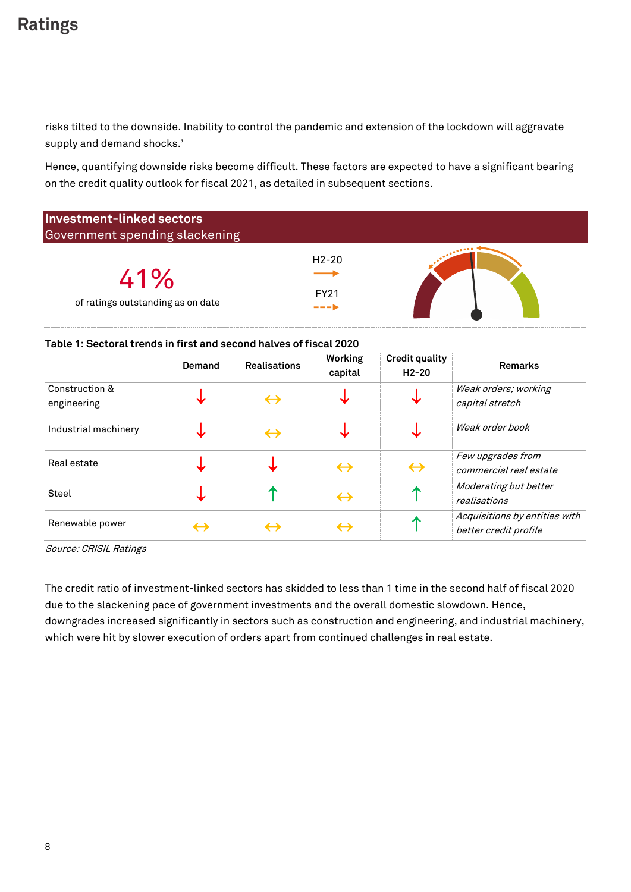risks tilted to the downside. Inability to control the pandemic and extension of the lockdown will aggravate supply and demand shocks.'

Hence, quantifying downside risks become difficult. These factors are expected to have a significant bearing on the credit quality outlook for fiscal 2021, as detailed in subsequent sections.

## Investment-linked sectors
Government spending slackening

41%
of ratings outstanding as on date

H2-20 →

FY21 - - - →

**Table 1: Sectoral trends in first and second halves of fiscal 2020**

| | Demand | Realisations | Working capital | Credit quality H2-20 | Remarks |
|---|---|---|---|---|---|
| Construction & engineering | ↓ | ↔ | ↓ | ↓ | *Weak orders; working capital stretch* |
| Industrial machinery | ↓ | ↔ | ↓ | ↓ | *Weak order book* |
| Real estate | ↓ | ↓ | ↔ | ↔ | *Few upgrades from commercial real estate* |
| Steel | ↓ | ↑ | ↔ | ↑ | *Moderating but better realisations* |
| Renewable power | ↔ | ↔ | ↔ | ↑ | *Acquisitions by entities with better credit profile* |

*Source: CRISIL Ratings*

The credit ratio of investment-linked sectors has skidded to less than 1 time in the second half of fiscal 2020 due to the slackening pace of government investments and the overall domestic slowdown. Hence, downgrades increased significantly in sectors such as construction and engineering, and industrial machinery, which were hit by slower execution of orders apart from continued challenges in real estate.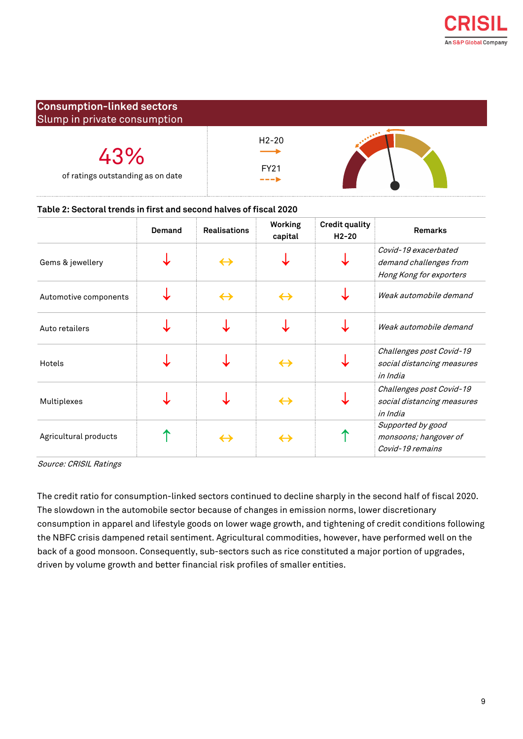## Consumption-linked sectors
Slump in private consumption

43%

of ratings outstanding as on date

H2-20 →

FY21 - - -→

**Table 2: Sectoral trends in first and second halves of fiscal 2020**

| | Demand | Realisations | Working capital | Credit quality H2-20 | Remarks |
|---|---|---|---|---|---|
| Gems & jewellery | ↓ | ↔ | ↓ | ↓ | *Covid-19 exacerbated demand challenges from Hong Kong for exporters* |
| Automotive components | ↓ | ↔ | ↔ | ↓ | *Weak automobile demand* |
| Auto retailers | ↓ | ↓ | ↓ | ↓ | *Weak automobile demand* |
| Hotels | ↓ | ↓ | ↔ | ↓ | *Challenges post Covid-19 social distancing measures in India* |
| Multiplexes | ↓ | ↓ | ↔ | ↓ | *Challenges post Covid-19 social distancing measures in India* |
| Agricultural products | ↑ | ↔ | ↔ | ↑ | *Supported by good monsoons; hangover of Covid-19 remains* |

*Source: CRISIL Ratings*

The credit ratio for consumption-linked sectors continued to decline sharply in the second half of fiscal 2020. The slowdown in the automobile sector because of changes in emission norms, lower discretionary consumption in apparel and lifestyle goods on lower wage growth, and tightening of credit conditions following the NBFC crisis dampened retail sentiment. Agricultural commodities, however, have performed well on the back of a good monsoon. Consequently, sub-sectors such as rice constituted a major portion of upgrades, driven by volume growth and better financial risk profiles of smaller entities.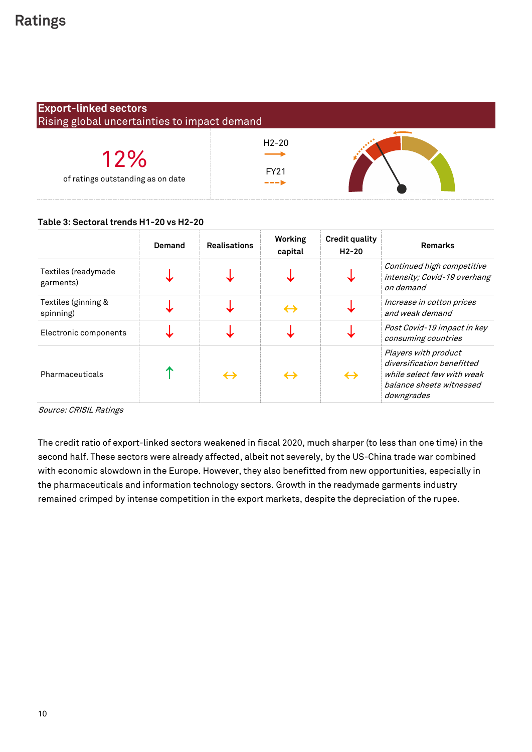# Ratings

**Export-linked sectors**
Rising global uncertainties to impact demand

12%
of ratings outstanding as on date

H2-20 →

FY21 - - →

**Table 3: Sectoral trends H1-20 vs H2-20**

| | Demand | Realisations | Working capital | Credit quality H2-20 | Remarks |
|---|---|---|---|---|---|
| Textiles (readymade garments) | ↓ | ↓ | ↓ | ↓ | *Continued high competitive intensity; Covid-19 overhang on demand* |
| Textiles (ginning & spinning) | ↓ | ↓ | ↔ | ↓ | *Increase in cotton prices and weak demand* |
| Electronic components | ↓ | ↓ | ↓ | ↓ | *Post Covid-19 impact in key consuming countries* |
| Pharmaceuticals | ↑ | ↔ | ↔ | ↔ | *Players with product diversification benefitted while select few with weak balance sheets witnessed downgrades* |

*Source: CRISIL Ratings*

The credit ratio of export-linked sectors weakened in fiscal 2020, much sharper (to less than one time) in the second half. These sectors were already affected, albeit not severely, by the US-China trade war combined with economic slowdown in the Europe. However, they also benefitted from new opportunities, especially in the pharmaceuticals and information technology sectors. Growth in the readymade garments industry remained crimped by intense competition in the export markets, despite the depreciation of the rupee.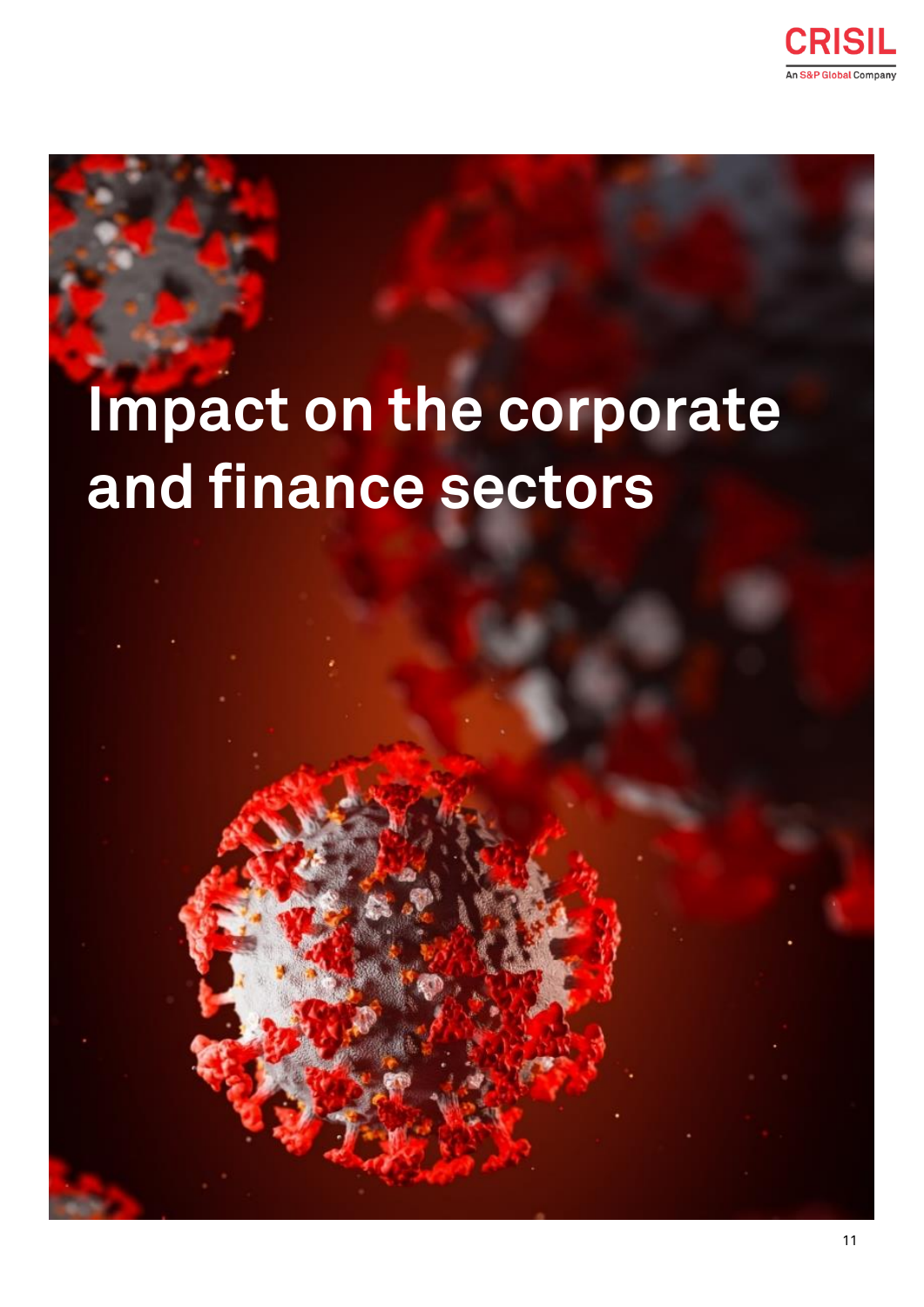# Impact on the corporate and finance sectors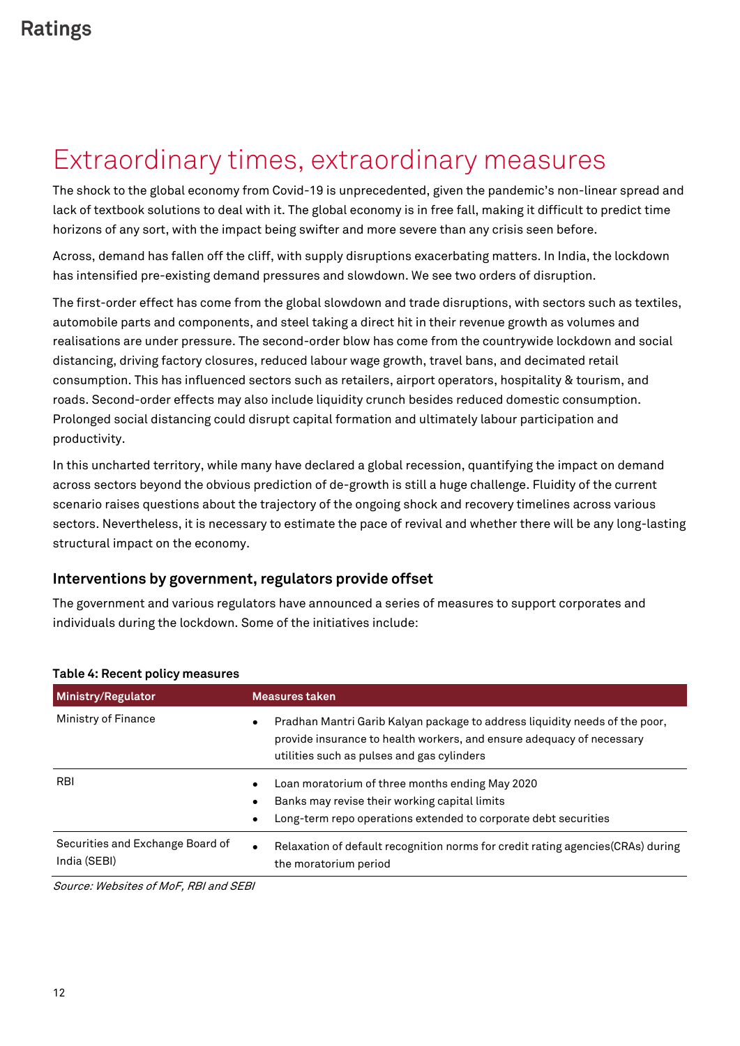# Extraordinary times, extraordinary measures

The shock to the global economy from Covid-19 is unprecedented, given the pandemic's non-linear spread and lack of textbook solutions to deal with it. The global economy is in free fall, making it difficult to predict time horizons of any sort, with the impact being swifter and more severe than any crisis seen before.

Across, demand has fallen off the cliff, with supply disruptions exacerbating matters. In India, the lockdown has intensified pre-existing demand pressures and slowdown. We see two orders of disruption.

The first-order effect has come from the global slowdown and trade disruptions, with sectors such as textiles, automobile parts and components, and steel taking a direct hit in their revenue growth as volumes and realisations are under pressure. The second-order blow has come from the countrywide lockdown and social distancing, driving factory closures, reduced labour wage growth, travel bans, and decimated retail consumption. This has influenced sectors such as retailers, airport operators, hospitality & tourism, and roads. Second-order effects may also include liquidity crunch besides reduced domestic consumption. Prolonged social distancing could disrupt capital formation and ultimately labour participation and productivity.

In this uncharted territory, while many have declared a global recession, quantifying the impact on demand across sectors beyond the obvious prediction of de-growth is still a huge challenge. Fluidity of the current scenario raises questions about the trajectory of the ongoing shock and recovery timelines across various sectors. Nevertheless, it is necessary to estimate the pace of revival and whether there will be any long-lasting structural impact on the economy.

### Interventions by government, regulators provide offset

The government and various regulators have announced a series of measures to support corporates and individuals during the lockdown. Some of the initiatives include:

**Table 4: Recent policy measures**

| Ministry/Regulator | Measures taken |
|---|---|
| Ministry of Finance | • Pradhan Mantri Garib Kalyan package to address liquidity needs of the poor, provide insurance to health workers, and ensure adequacy of necessary utilities such as pulses and gas cylinders |
| RBI | • Loan moratorium of three months ending May 2020<br>• Banks may revise their working capital limits<br>• Long-term repo operations extended to corporate debt securities |
| Securities and Exchange Board of India (SEBI) | • Relaxation of default recognition norms for credit rating agencies(CRAs) during the moratorium period |

*Source: Websites of MoF, RBI and SEBI*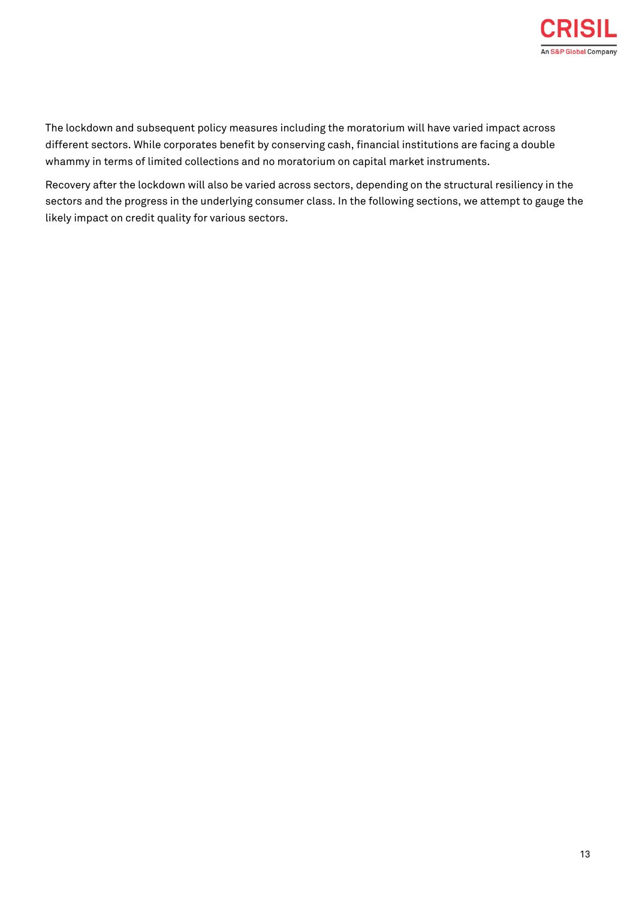The lockdown and subsequent policy measures including the moratorium will have varied impact across different sectors. While corporates benefit by conserving cash, financial institutions are facing a double whammy in terms of limited collections and no moratorium on capital market instruments.

Recovery after the lockdown will also be varied across sectors, depending on the structural resiliency in the sectors and the progress in the underlying consumer class. In the following sections, we attempt to gauge the likely impact on credit quality for various sectors.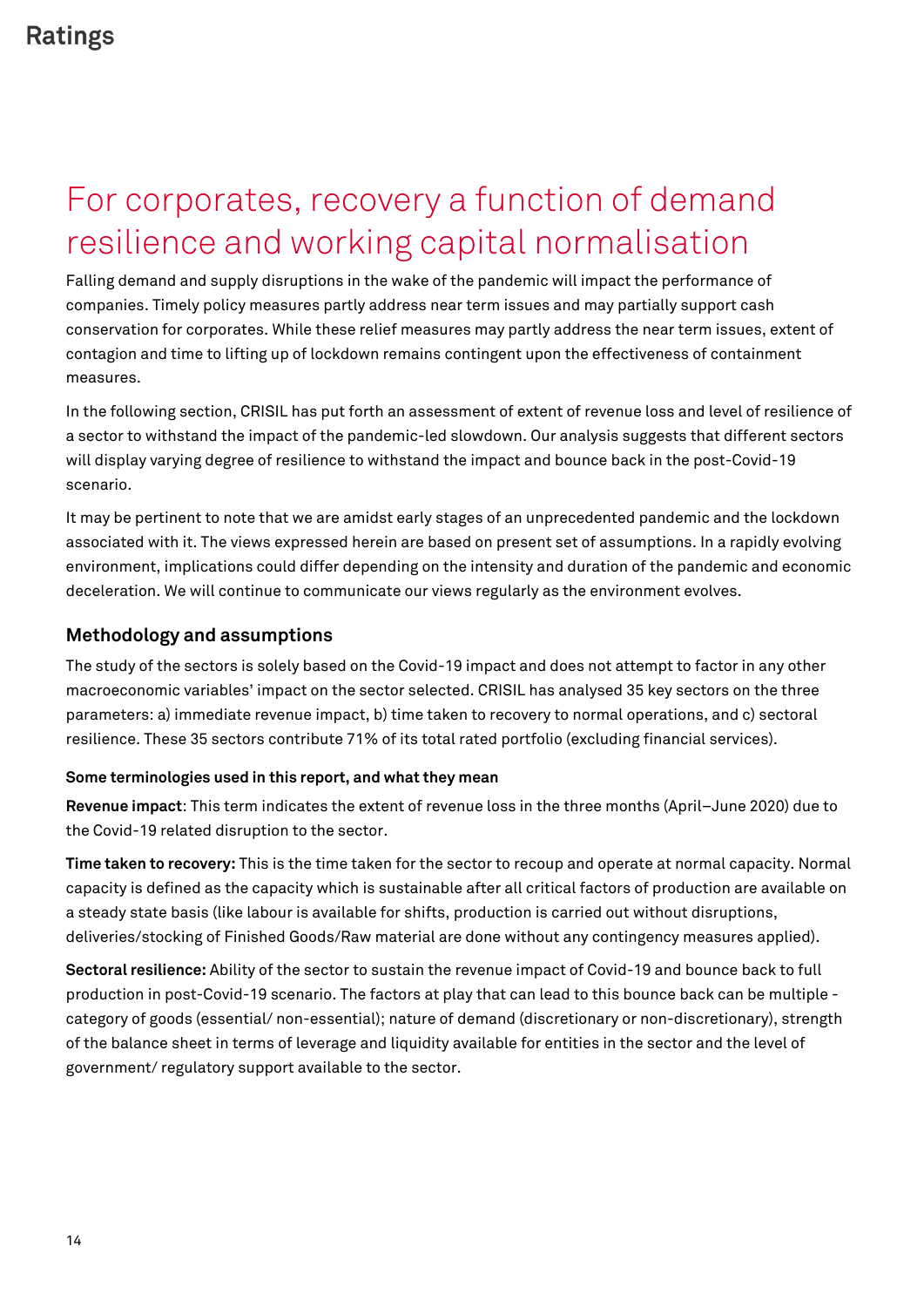# For corporates, recovery a function of demand resilience and working capital normalisation

Falling demand and supply disruptions in the wake of the pandemic will impact the performance of companies. Timely policy measures partly address near term issues and may partially support cash conservation for corporates. While these relief measures may partly address the near term issues, extent of contagion and time to lifting up of lockdown remains contingent upon the effectiveness of containment measures.

In the following section, CRISIL has put forth an assessment of extent of revenue loss and level of resilience of a sector to withstand the impact of the pandemic-led slowdown. Our analysis suggests that different sectors will display varying degree of resilience to withstand the impact and bounce back in the post-Covid-19 scenario.

It may be pertinent to note that we are amidst early stages of an unprecedented pandemic and the lockdown associated with it. The views expressed herein are based on present set of assumptions. In a rapidly evolving environment, implications could differ depending on the intensity and duration of the pandemic and economic deceleration. We will continue to communicate our views regularly as the environment evolves.

## Methodology and assumptions

The study of the sectors is solely based on the Covid-19 impact and does not attempt to factor in any other macroeconomic variables' impact on the sector selected. CRISIL has analysed 35 key sectors on the three parameters: a) immediate revenue impact, b) time taken to recovery to normal operations, and c) sectoral resilience. These 35 sectors contribute 71% of its total rated portfolio (excluding financial services).

#### Some terminologies used in this report, and what they mean

**Revenue impact**: This term indicates the extent of revenue loss in the three months (April–June 2020) due to the Covid-19 related disruption to the sector.

**Time taken to recovery:** This is the time taken for the sector to recoup and operate at normal capacity. Normal capacity is defined as the capacity which is sustainable after all critical factors of production are available on a steady state basis (like labour is available for shifts, production is carried out without disruptions, deliveries/stocking of Finished Goods/Raw material are done without any contingency measures applied).

**Sectoral resilience:** Ability of the sector to sustain the revenue impact of Covid-19 and bounce back to full production in post-Covid-19 scenario. The factors at play that can lead to this bounce back can be multiple - category of goods (essential/ non-essential); nature of demand (discretionary or non-discretionary), strength of the balance sheet in terms of leverage and liquidity available for entities in the sector and the level of government/ regulatory support available to the sector.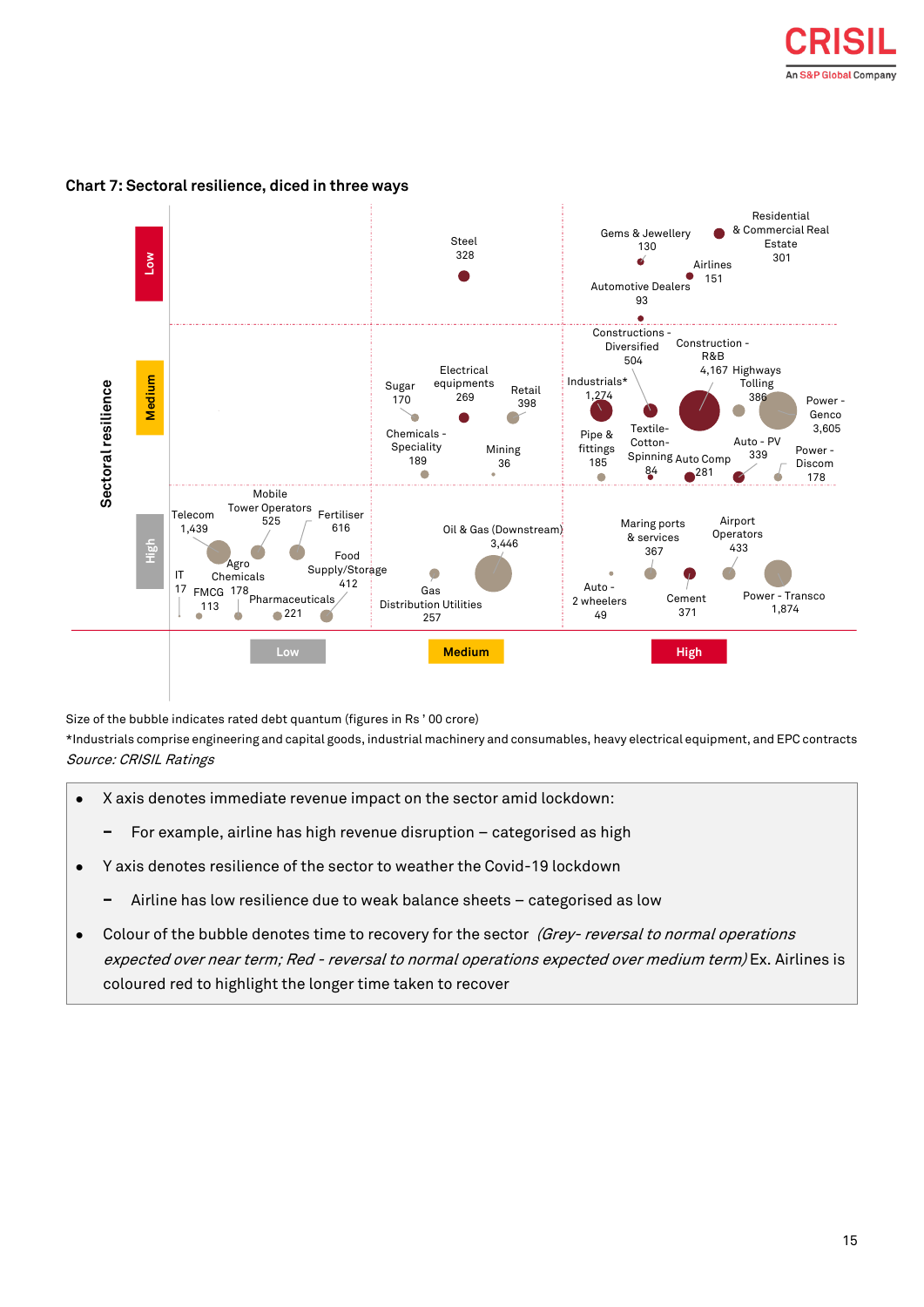**Chart 7: Sectoral resilience, diced in three ways**

Sectoral resilience

Low

Steel 328

Gems & Jewellery 130

Residential & Commercial Real Estate 301

Airlines 151

Automotive Dealers 93

Medium

Sugar 170

Electrical equipments 269

Retail 398

Chemicals - Speciality 189

Mining 36

Constructions - Diversified 504

Construction - R&B 4,167

Highways Tolling 386

Industrials* 1,274

Power - Genco 3,605

Textile-Cotton-Spinning 84

Pipe & fittings 185

Auto Comp 281

Auto - PV 339

Power - Discom 178

High

Telecom 1,439

Mobile Tower Operators 525

Fertiliser 616

Agro Chemicals

IT 17

FMCG 178

113

Food Supply/Storage 412

Pharmaceuticals 221

Oil & Gas (Downstream) 3,446

Gas Distribution Utilities 257

Maring ports & services 367

Airport Operators 433

Auto - 2 wheelers 49

Cement 371

Power - Transco 1,874

Low | Medium | High

Size of the bubble indicates rated debt quantum (figures in Rs ' 00 crore)

*Industrials comprise engineering and capital goods, industrial machinery and consumables, heavy electrical equipment, and EPC contracts

*Source: CRISIL Ratings*

- X axis denotes immediate revenue impact on the sector amid lockdown:
  - For example, airline has high revenue disruption – categorised as high
- Y axis denotes resilience of the sector to weather the Covid-19 lockdown
  - Airline has low resilience due to weak balance sheets – categorised as low
- Colour of the bubble denotes time to recovery for the sector *(Grey- reversal to normal operations expected over near term; Red - reversal to normal operations expected over medium term)* Ex. Airlines is coloured red to highlight the longer time taken to recover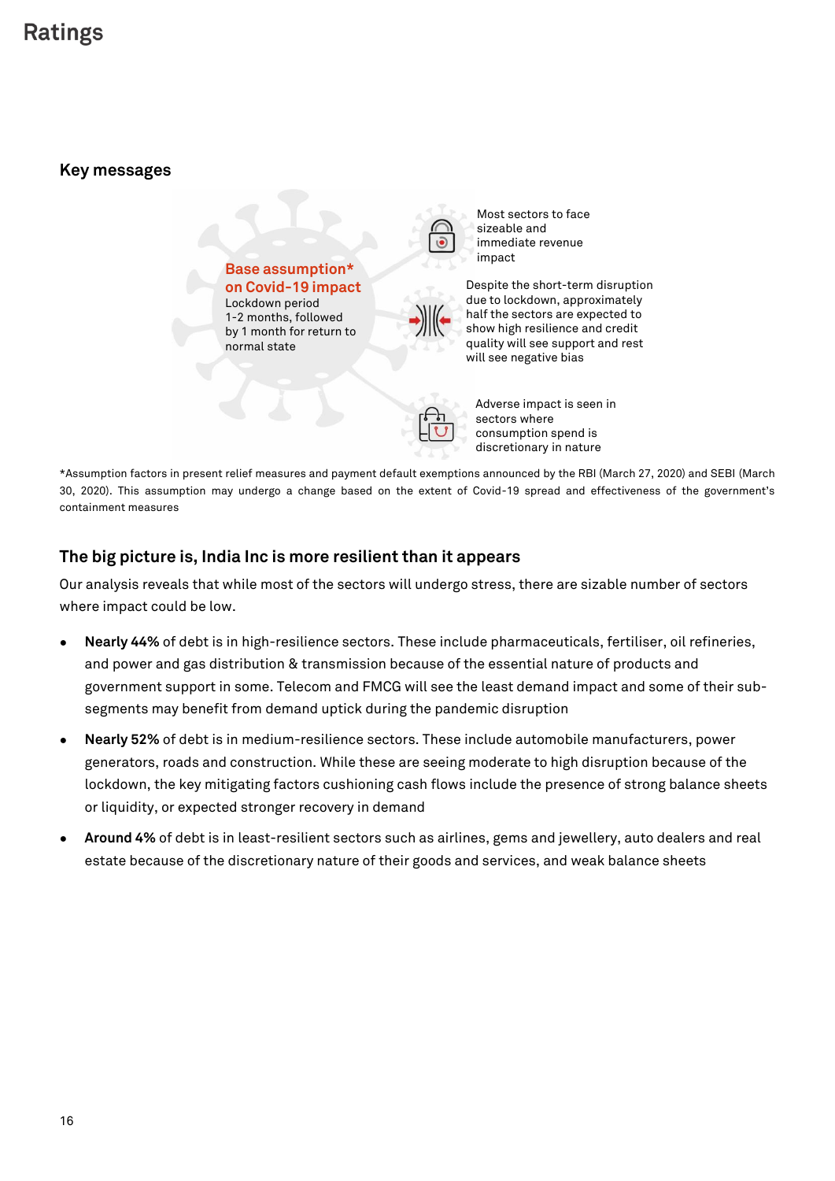# Ratings

## Key messages

**Base assumption* on Covid-19 impact**

Lockdown period 1-2 months, followed by 1 month for return to normal state

Most sectors to face sizeable and immediate revenue impact

Despite the short-term disruption due to lockdown, approximately half the sectors are expected to show high resilience and credit quality will see support and rest will see negative bias

Adverse impact is seen in sectors where consumption spend is discretionary in nature

*Assumption factors in present relief measures and payment default exemptions announced by the RBI (March 27, 2020) and SEBI (March 30, 2020). This assumption may undergo a change based on the extent of Covid-19 spread and effectiveness of the government's containment measures

## The big picture is, India Inc is more resilient than it appears

Our analysis reveals that while most of the sectors will undergo stress, there are sizable number of sectors where impact could be low.

- **Nearly 44%** of debt is in high-resilience sectors. These include pharmaceuticals, fertiliser, oil refineries, and power and gas distribution & transmission because of the essential nature of products and government support in some. Telecom and FMCG will see the least demand impact and some of their sub-segments may benefit from demand uptick during the pandemic disruption
- **Nearly 52%** of debt is in medium-resilience sectors. These include automobile manufacturers, power generators, roads and construction. While these are seeing moderate to high disruption because of the lockdown, the key mitigating factors cushioning cash flows include the presence of strong balance sheets or liquidity, or expected stronger recovery in demand
- **Around 4%** of debt is in least-resilient sectors such as airlines, gems and jewellery, auto dealers and real estate because of the discretionary nature of their goods and services, and weak balance sheets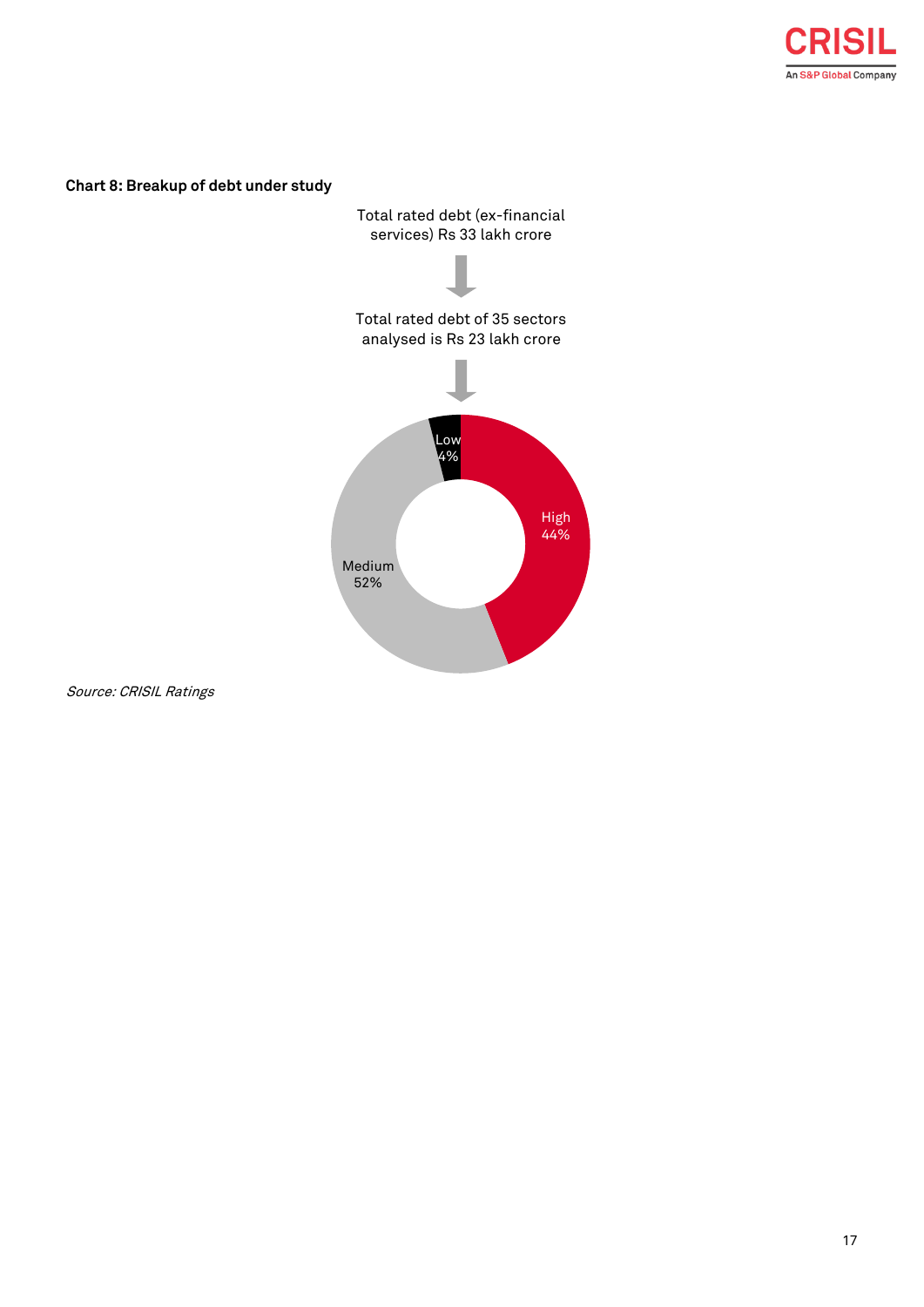**Chart 8: Breakup of debt under study**

Total rated debt (ex-financial services) Rs 33 lakh crore

Total rated debt of 35 sectors analysed is Rs 23 lakh crore

Low 4%

High 44%

Medium 52%

*Source: CRISIL Ratings*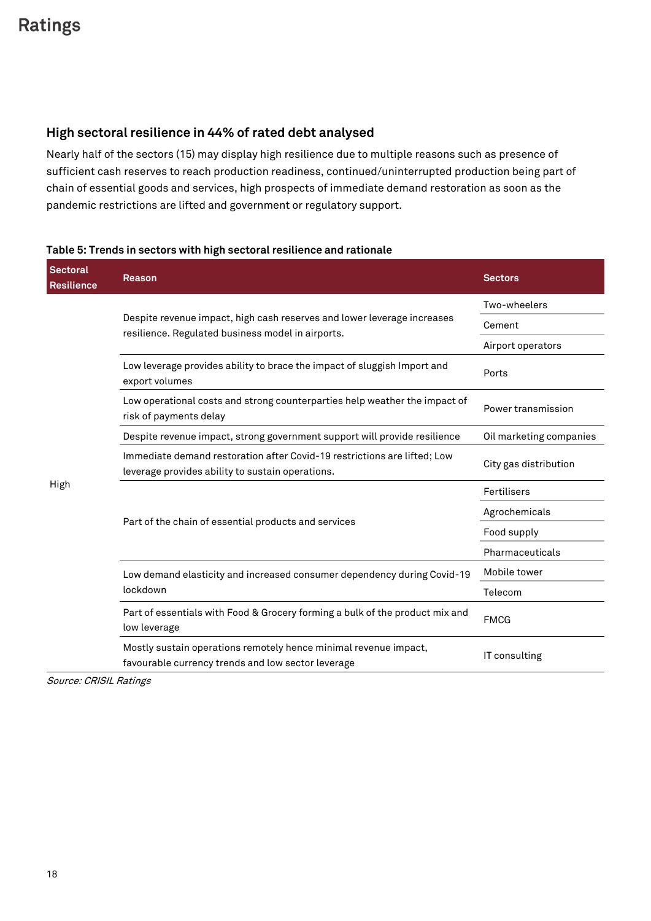# Ratings

## High sectoral resilience in 44% of rated debt analysed

Nearly half of the sectors (15) may display high resilience due to multiple reasons such as presence of sufficient cash reserves to reach production readiness, continued/uninterrupted production being part of chain of essential goods and services, high prospects of immediate demand restoration as soon as the pandemic restrictions are lifted and government or regulatory support.

**Table 5: Trends in sectors with high sectoral resilience and rationale**

| Sectoral Resilience | Reason | Sectors |
|---|---|---|
| High | Despite revenue impact, high cash reserves and lower leverage increases resilience. Regulated business model in airports. | Two-wheelers |
| | | Cement |
| | | Airport operators |
| | Low leverage provides ability to brace the impact of sluggish Import and export volumes | Ports |
| | Low operational costs and strong counterparties help weather the impact of risk of payments delay | Power transmission |
| | Despite revenue impact, strong government support will provide resilience | Oil marketing companies |
| | Immediate demand restoration after Covid-19 restrictions are lifted; Low leverage provides ability to sustain operations. | City gas distribution |
| | Part of the chain of essential products and services | Fertilisers |
| | | Agrochemicals |
| | | Food supply |
| | | Pharmaceuticals |
| | Low demand elasticity and increased consumer dependency during Covid-19 lockdown | Mobile tower |
| | | Telecom |
| | Part of essentials with Food & Grocery forming a bulk of the product mix and low leverage | FMCG |
| | Mostly sustain operations remotely hence minimal revenue impact, favourable currency trends and low sector leverage | IT consulting |

*Source: CRISIL Ratings*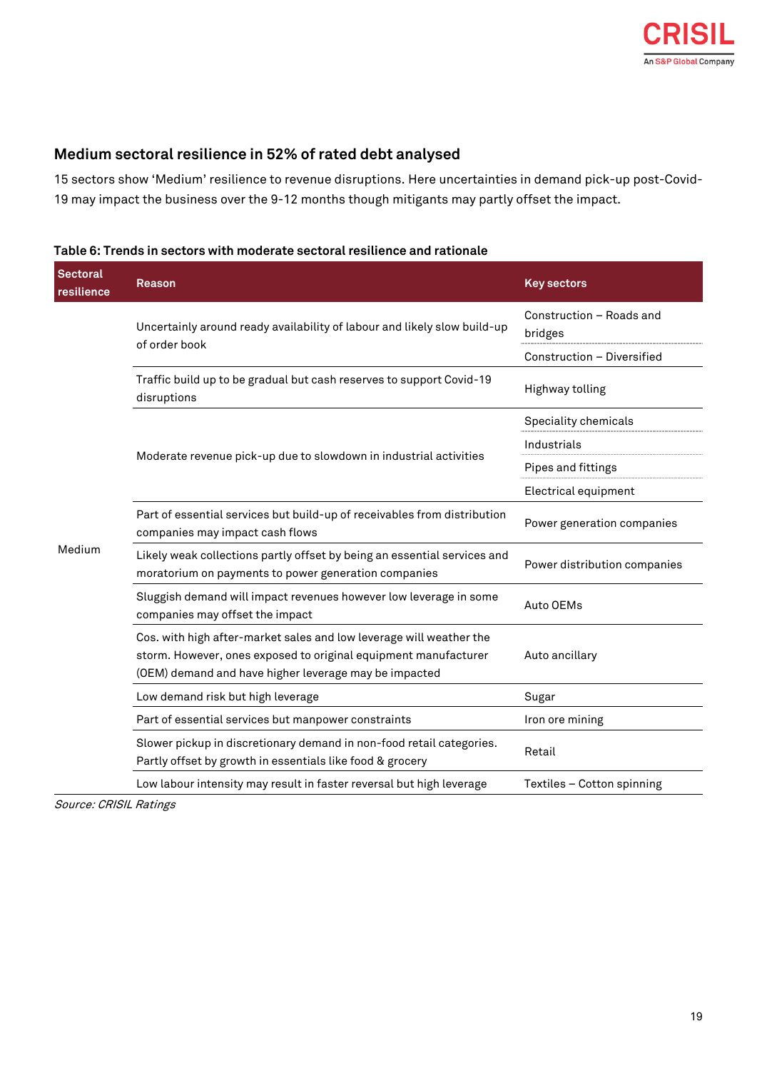## Medium sectoral resilience in 52% of rated debt analysed

15 sectors show 'Medium' resilience to revenue disruptions. Here uncertainties in demand pick-up post-Covid-19 may impact the business over the 9-12 months though mitigants may partly offset the impact.

**Table 6: Trends in sectors with moderate sectoral resilience and rationale**

| Sectoral resilience | Reason | Key sectors |
|---|---|---|
| Medium | Uncertainly around ready availability of labour and likely slow build-up of order book | Construction – Roads and bridges |
| | | Construction – Diversified |
| | Traffic build up to be gradual but cash reserves to support Covid-19 disruptions | Highway tolling |
| | Moderate revenue pick-up due to slowdown in industrial activities | Speciality chemicals |
| | | Industrials |
| | | Pipes and fittings |
| | | Electrical equipment |
| | Part of essential services but build-up of receivables from distribution companies may impact cash flows | Power generation companies |
| | Likely weak collections partly offset by being an essential services and moratorium on payments to power generation companies | Power distribution companies |
| | Sluggish demand will impact revenues however low leverage in some companies may offset the impact | Auto OEMs |
| | Cos. with high after-market sales and low leverage will weather the storm. However, ones exposed to original equipment manufacturer (OEM) demand and have higher leverage may be impacted | Auto ancillary |
| | Low demand risk but high leverage | Sugar |
| | Part of essential services but manpower constraints | Iron ore mining |
| | Slower pickup in discretionary demand in non-food retail categories. Partly offset by growth in essentials like food & grocery | Retail |
| | Low labour intensity may result in faster reversal but high leverage | Textiles – Cotton spinning |

*Source: CRISIL Ratings*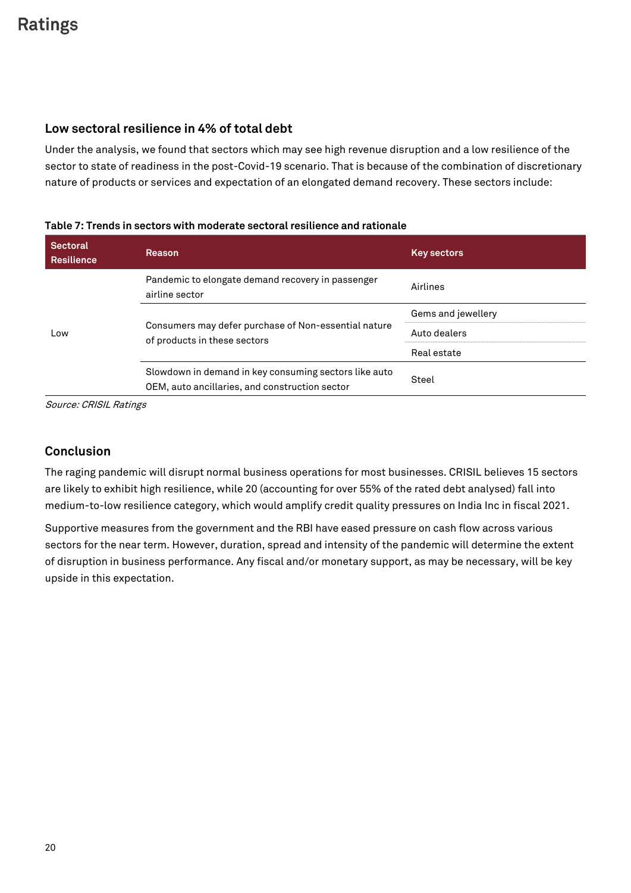## Low sectoral resilience in 4% of total debt

Under the analysis, we found that sectors which may see high revenue disruption and a low resilience of the sector to state of readiness in the post-Covid-19 scenario. That is because of the combination of discretionary nature of products or services and expectation of an elongated demand recovery. These sectors include:

**Table 7: Trends in sectors with moderate sectoral resilience and rationale**

| Sectoral Resilience | Reason | Key sectors |
|---|---|---|
| Low | Pandemic to elongate demand recovery in passenger airline sector | Airlines |
| | Consumers may defer purchase of Non-essential nature of products in these sectors | Gems and jewellery |
| | | Auto dealers |
| | | Real estate |
| | Slowdown in demand in key consuming sectors like auto OEM, auto ancillaries, and construction sector | Steel |

*Source: CRISIL Ratings*

## Conclusion

The raging pandemic will disrupt normal business operations for most businesses. CRISIL believes 15 sectors are likely to exhibit high resilience, while 20 (accounting for over 55% of the rated debt analysed) fall into medium-to-low resilience category, which would amplify credit quality pressures on India Inc in fiscal 2021.

Supportive measures from the government and the RBI have eased pressure on cash flow across various sectors for the near term. However, duration, spread and intensity of the pandemic will determine the extent of disruption in business performance. Any fiscal and/or monetary support, as may be necessary, will be key upside in this expectation.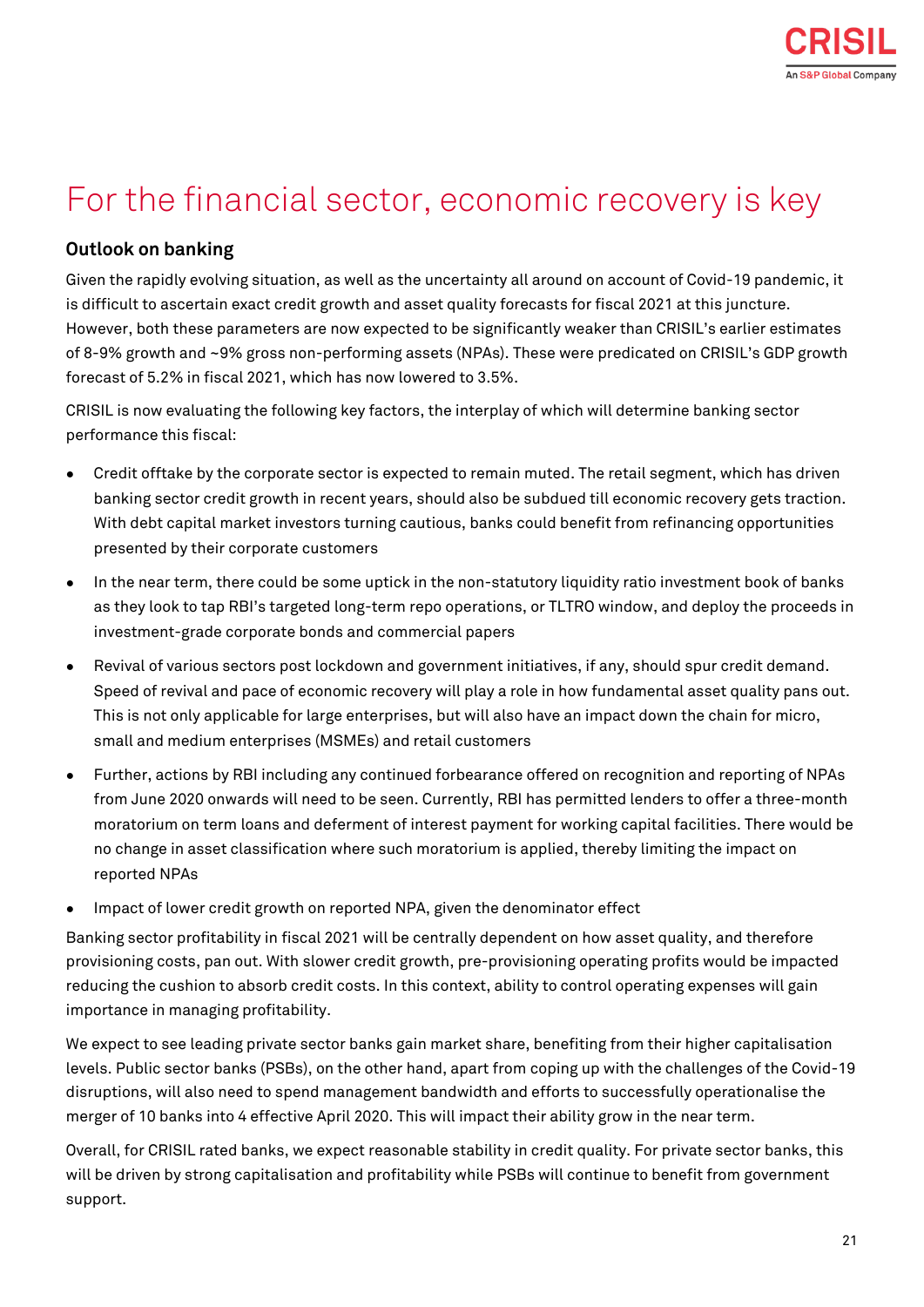# For the financial sector, economic recovery is key

## Outlook on banking

Given the rapidly evolving situation, as well as the uncertainty all around on account of Covid-19 pandemic, it is difficult to ascertain exact credit growth and asset quality forecasts for fiscal 2021 at this juncture. However, both these parameters are now expected to be significantly weaker than CRISIL's earlier estimates of 8-9% growth and ~9% gross non-performing assets (NPAs). These were predicated on CRISIL's GDP growth forecast of 5.2% in fiscal 2021, which has now lowered to 3.5%.

CRISIL is now evaluating the following key factors, the interplay of which will determine banking sector performance this fiscal:

- Credit offtake by the corporate sector is expected to remain muted. The retail segment, which has driven banking sector credit growth in recent years, should also be subdued till economic recovery gets traction. With debt capital market investors turning cautious, banks could benefit from refinancing opportunities presented by their corporate customers
- In the near term, there could be some uptick in the non-statutory liquidity ratio investment book of banks as they look to tap RBI's targeted long-term repo operations, or TLTRO window, and deploy the proceeds in investment-grade corporate bonds and commercial papers
- Revival of various sectors post lockdown and government initiatives, if any, should spur credit demand. Speed of revival and pace of economic recovery will play a role in how fundamental asset quality pans out. This is not only applicable for large enterprises, but will also have an impact down the chain for micro, small and medium enterprises (MSMEs) and retail customers
- Further, actions by RBI including any continued forbearance offered on recognition and reporting of NPAs from June 2020 onwards will need to be seen. Currently, RBI has permitted lenders to offer a three-month moratorium on term loans and deferment of interest payment for working capital facilities. There would be no change in asset classification where such moratorium is applied, thereby limiting the impact on reported NPAs
- Impact of lower credit growth on reported NPA, given the denominator effect

Banking sector profitability in fiscal 2021 will be centrally dependent on how asset quality, and therefore provisioning costs, pan out. With slower credit growth, pre-provisioning operating profits would be impacted reducing the cushion to absorb credit costs. In this context, ability to control operating expenses will gain importance in managing profitability.

We expect to see leading private sector banks gain market share, benefiting from their higher capitalisation levels. Public sector banks (PSBs), on the other hand, apart from coping up with the challenges of the Covid-19 disruptions, will also need to spend management bandwidth and efforts to successfully operationalise the merger of 10 banks into 4 effective April 2020. This will impact their ability grow in the near term.

Overall, for CRISIL rated banks, we expect reasonable stability in credit quality. For private sector banks, this will be driven by strong capitalisation and profitability while PSBs will continue to benefit from government support.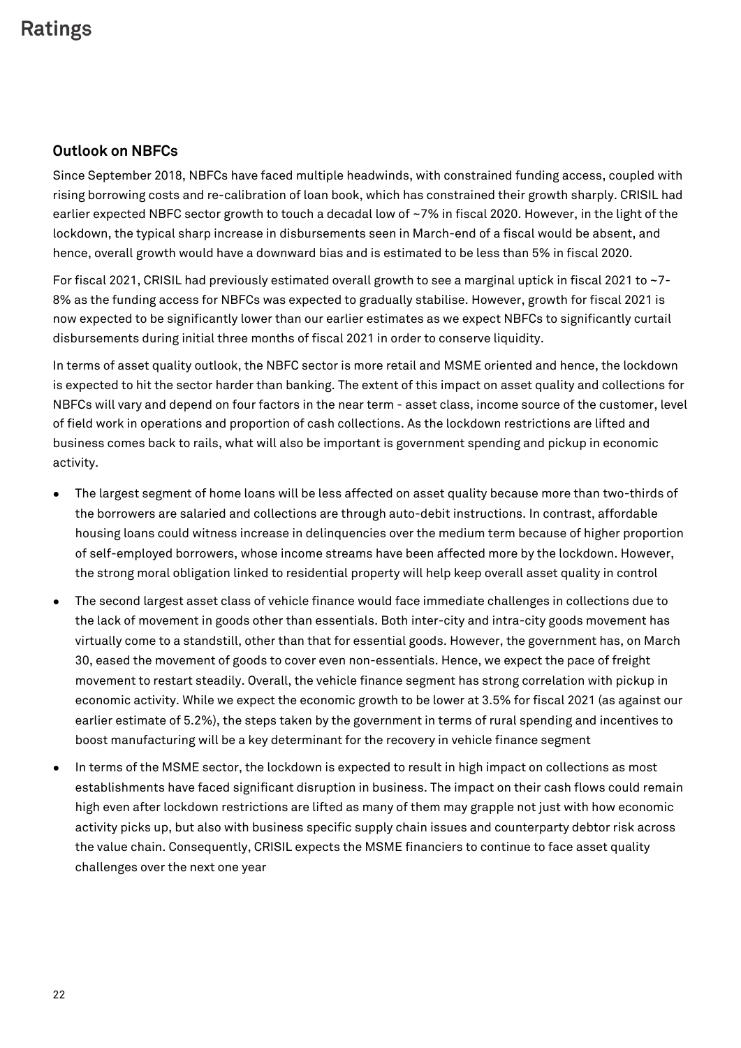## Outlook on NBFCs

Since September 2018, NBFCs have faced multiple headwinds, with constrained funding access, coupled with rising borrowing costs and re-calibration of loan book, which has constrained their growth sharply. CRISIL had earlier expected NBFC sector growth to touch a decadal low of ~7% in fiscal 2020. However, in the light of the lockdown, the typical sharp increase in disbursements seen in March-end of a fiscal would be absent, and hence, overall growth would have a downward bias and is estimated to be less than 5% in fiscal 2020.

For fiscal 2021, CRISIL had previously estimated overall growth to see a marginal uptick in fiscal 2021 to ~7-8% as the funding access for NBFCs was expected to gradually stabilise. However, growth for fiscal 2021 is now expected to be significantly lower than our earlier estimates as we expect NBFCs to significantly curtail disbursements during initial three months of fiscal 2021 in order to conserve liquidity.

In terms of asset quality outlook, the NBFC sector is more retail and MSME oriented and hence, the lockdown is expected to hit the sector harder than banking. The extent of this impact on asset quality and collections for NBFCs will vary and depend on four factors in the near term - asset class, income source of the customer, level of field work in operations and proportion of cash collections. As the lockdown restrictions are lifted and business comes back to rails, what will also be important is government spending and pickup in economic activity.

- The largest segment of home loans will be less affected on asset quality because more than two-thirds of the borrowers are salaried and collections are through auto-debit instructions. In contrast, affordable housing loans could witness increase in delinquencies over the medium term because of higher proportion of self-employed borrowers, whose income streams have been affected more by the lockdown. However, the strong moral obligation linked to residential property will help keep overall asset quality in control
- The second largest asset class of vehicle finance would face immediate challenges in collections due to the lack of movement in goods other than essentials. Both inter-city and intra-city goods movement has virtually come to a standstill, other than that for essential goods. However, the government has, on March 30, eased the movement of goods to cover even non-essentials. Hence, we expect the pace of freight movement to restart steadily. Overall, the vehicle finance segment has strong correlation with pickup in economic activity. While we expect the economic growth to be lower at 3.5% for fiscal 2021 (as against our earlier estimate of 5.2%), the steps taken by the government in terms of rural spending and incentives to boost manufacturing will be a key determinant for the recovery in vehicle finance segment
- In terms of the MSME sector, the lockdown is expected to result in high impact on collections as most establishments have faced significant disruption in business. The impact on their cash flows could remain high even after lockdown restrictions are lifted as many of them may grapple not just with how economic activity picks up, but also with business specific supply chain issues and counterparty debtor risk across the value chain. Consequently, CRISIL expects the MSME financiers to continue to face asset quality challenges over the next one year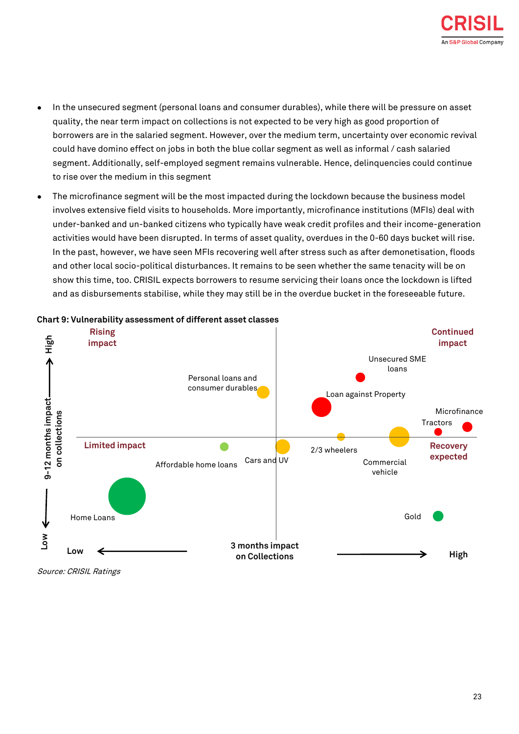- In the unsecured segment (personal loans and consumer durables), while there will be pressure on asset quality, the near term impact on collections is not expected to be very high as good proportion of borrowers are in the salaried segment. However, over the medium term, uncertainty over economic revival could have domino effect on jobs in both the blue collar segment as well as informal / cash salaried segment. Additionally, self-employed segment remains vulnerable. Hence, delinquencies could continue to rise over the medium in this segment
- The microfinance segment will be the most impacted during the lockdown because the business model involves extensive field visits to households. More importantly, microfinance institutions (MFIs) deal with under-banked and un-banked citizens who typically have weak credit profiles and their income-generation activities would have been disrupted. In terms of asset quality, overdues in the 0-60 days bucket will rise. In the past, however, we have seen MFIs recovering well after stress such as after demonetisation, floods and other local socio-political disturbances. It remains to be seen whether the same tenacity will be on show this time, too. CRISIL expects borrowers to resume servicing their loans once the lockdown is lifted and as disbursements stabilise, while they may still be in the overdue bucket in the foreseeable future.

**Chart 9: Vulnerability assessment of different asset classes**

Rising impact | Continued impact | Limited impact | Recovery expected

9-12 months impact on collections (Low → High)

3 months impact on Collections (Low → High)

Unsecured SME loans, Personal loans and consumer durables, Loan against Property, Microfinance, Tractors, Affordable home loans, Cars and UV, 2/3 wheelers, Commercial vehicle, Home Loans, Gold

*Source: CRISIL Ratings*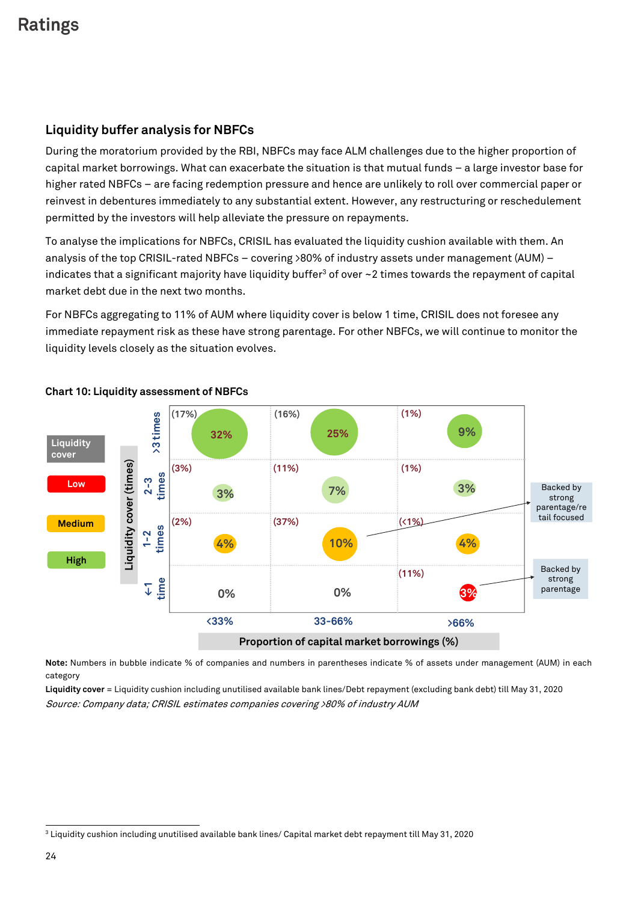# Ratings

## Liquidity buffer analysis for NBFCs

During the moratorium provided by the RBI, NBFCs may face ALM challenges due to the higher proportion of capital market borrowings. What can exacerbate the situation is that mutual funds – a large investor base for higher rated NBFCs – are facing redemption pressure and hence are unlikely to roll over commercial paper or reinvest in debentures immediately to any substantial extent. However, any restructuring or reschedulement permitted by the investors will help alleviate the pressure on repayments.

To analyse the implications for NBFCs, CRISIL has evaluated the liquidity cushion available with them. An analysis of the top CRISIL-rated NBFCs – covering >80% of industry assets under management (AUM) – indicates that a significant majority have liquidity buffer[3] of over ~2 times towards the repayment of capital market debt due in the next two months.

For NBFCs aggregating to 11% of AUM where liquidity cover is below 1 time, CRISIL does not foresee any immediate repayment risk as these have strong parentage. For other NBFCs, we will continue to monitor the liquidity levels closely as the situation evolves.

**Chart 10: Liquidity assessment of NBFCs**

| Liquidity cover (times) \ Proportion of capital market borrowings (%) | <33% | 33-66% | >66% |
|---|---|---|---|
| >3 times | 32% (17%) | 25% (16%) | 9% (1%) |
| 2-3 times | 3% (3%) | 7% (11%) | 3% (1%) |
| 1-2 times | 4% (2%) | 10% (37%) | 4% (<1%) |
| <1 time | 0% | 0% | 3% (11%) |

Liquidity cover: Low / Medium / High

Backed by strong parentage/retail focused (1-2 times, 33-66%)

Backed by strong parentage (<1 time, >66%)

**Note:** Numbers in bubble indicate % of companies and numbers in parentheses indicate % of assets under management (AUM) in each category

**Liquidity cover** = Liquidity cushion including unutilised available bank lines/Debt repayment (excluding bank debt) till May 31, 2020

*Source: Company data; CRISIL estimates companies covering >80% of industry AUM*

[3] Liquidity cushion including unutilised available bank lines/ Capital market debt repayment till May 31, 2020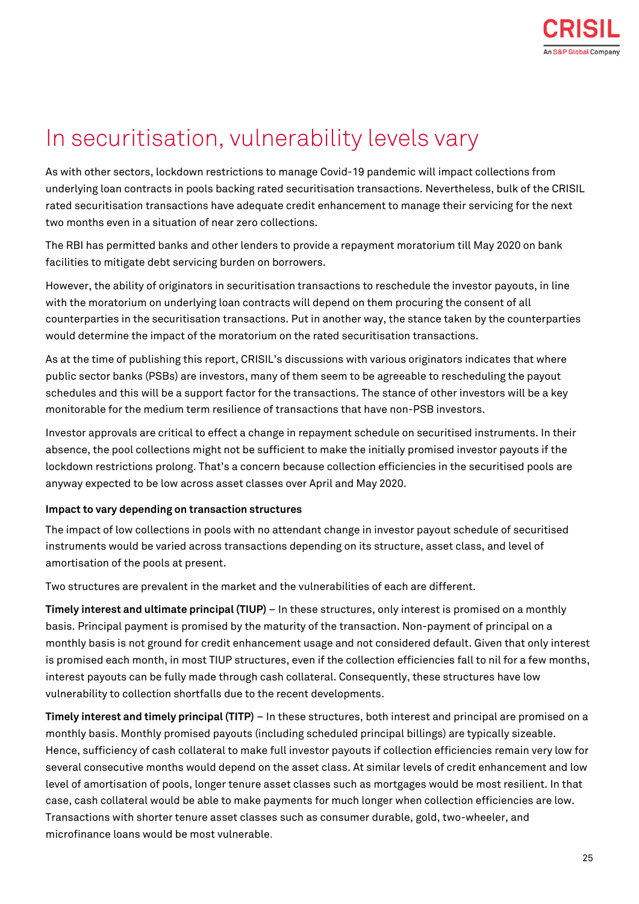# In securitisation, vulnerability levels vary

As with other sectors, lockdown restrictions to manage Covid-19 pandemic will impact collections from underlying loan contracts in pools backing rated securitisation transactions. Nevertheless, bulk of the CRISIL rated securitisation transactions have adequate credit enhancement to manage their servicing for the next two months even in a situation of near zero collections.

The RBI has permitted banks and other lenders to provide a repayment moratorium till May 2020 on bank facilities to mitigate debt servicing burden on borrowers.

However, the ability of originators in securitisation transactions to reschedule the investor payouts, in line with the moratorium on underlying loan contracts will depend on them procuring the consent of all counterparties in the securitisation transactions. Put in another way, the stance taken by the counterparties would determine the impact of the moratorium on the rated securitisation transactions.

As at the time of publishing this report, CRISIL's discussions with various originators indicates that where public sector banks (PSBs) are investors, many of them seem to be agreeable to rescheduling the payout schedules and this will be a support factor for the transactions. The stance of other investors will be a key monitorable for the medium term resilience of transactions that have non-PSB investors.

Investor approvals are critical to effect a change in repayment schedule on securitised instruments. In their absence, the pool collections might not be sufficient to make the initially promised investor payouts if the lockdown restrictions prolong. That's a concern because collection efficiencies in the securitised pools are anyway expected to be low across asset classes over April and May 2020.

**Impact to vary depending on transaction structures**

The impact of low collections in pools with no attendant change in investor payout schedule of securitised instruments would be varied across transactions depending on its structure, asset class, and level of amortisation of the pools at present.

Two structures are prevalent in the market and the vulnerabilities of each are different.

**Timely interest and ultimate principal (TIUP)** – In these structures, only interest is promised on a monthly basis. Principal payment is promised by the maturity of the transaction. Non-payment of principal on a monthly basis is not ground for credit enhancement usage and not considered default. Given that only interest is promised each month, in most TIUP structures, even if the collection efficiencies fall to nil for a few months, interest payouts can be fully made through cash collateral. Consequently, these structures have low vulnerability to collection shortfalls due to the recent developments.

**Timely interest and timely principal (TITP)** – In these structures, both interest and principal are promised on a monthly basis. Monthly promised payouts (including scheduled principal billings) are typically sizeable. Hence, sufficiency of cash collateral to make full investor payouts if collection efficiencies remain very low for several consecutive months would depend on the asset class. At similar levels of credit enhancement and low level of amortisation of pools, longer tenure asset classes such as mortgages would be most resilient. In that case, cash collateral would be able to make payments for much longer when collection efficiencies are low. Transactions with shorter tenure asset classes such as consumer durable, gold, two-wheeler, and microfinance loans would be most vulnerable.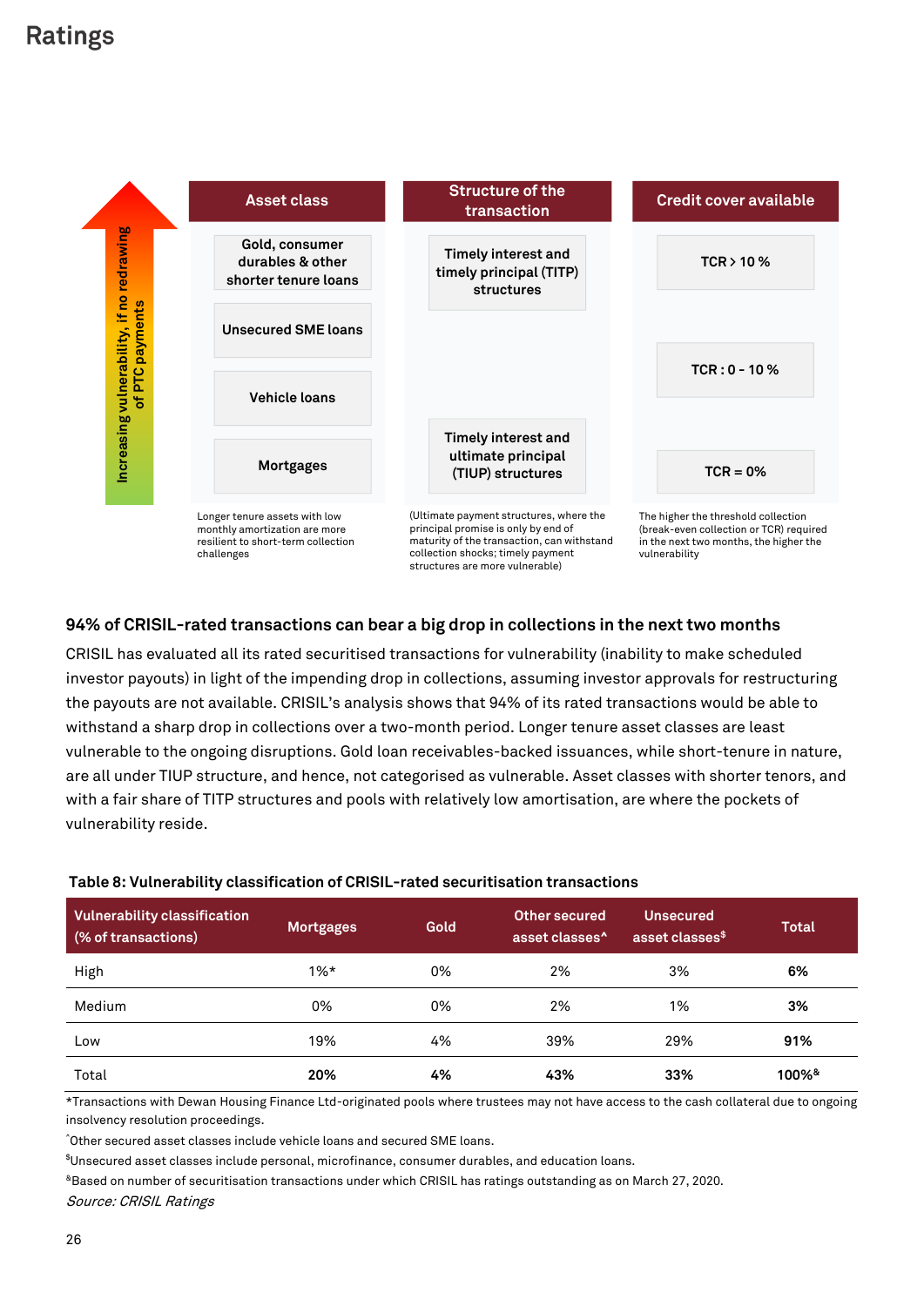# Ratings

Increasing vulnerability, if no redrawing of PTC payments

| Asset class | Structure of the transaction | Credit cover available |
|---|---|---|
| Gold, consumer durables & other shorter tenure loans | Timely interest and timely principal (TITP) structures | TCR > 10 % |
| Unsecured SME loans | | |
| Vehicle loans | | TCR : 0 - 10 % |
| Mortgages | Timely interest and ultimate principal (TIUP) structures | TCR = 0% |
| Longer tenure assets with low monthly amortization are more resilient to short-term collection challenges | (Ultimate payment structures, where the principal promise is only by end of maturity of the transaction, can withstand collection shocks; timely payment structures are more vulnerable) | The higher the threshold collection (break-even collection or TCR) required in the next two months, the higher the vulnerability |

### 94% of CRISIL-rated transactions can bear a big drop in collections in the next two months

CRISIL has evaluated all its rated securitised transactions for vulnerability (inability to make scheduled investor payouts) in light of the impending drop in collections, assuming investor approvals for restructuring the payouts are not available. CRISIL's analysis shows that 94% of its rated transactions would be able to withstand a sharp drop in collections over a two-month period. Longer tenure asset classes are least vulnerable to the ongoing disruptions. Gold loan receivables-backed issuances, while short-tenure in nature, are all under TIUP structure, and hence, not categorised as vulnerable. Asset classes with shorter tenors, and with a fair share of TITP structures and pools with relatively low amortisation, are where the pockets of vulnerability reside.

**Table 8: Vulnerability classification of CRISIL-rated securitisation transactions**

| Vulnerability classification (% of transactions) | Mortgages | Gold | Other secured asset classes^ | Unsecured asset classes$ | Total |
|---|---|---|---|---|---|
| High | 1%* | 0% | 2% | 3% | **6%** |
| Medium | 0% | 0% | 2% | 1% | **3%** |
| Low | 19% | 4% | 39% | 29% | **91%** |
| Total | **20%** | **4%** | **43%** | **33%** | **100%&** |

*Transactions with Dewan Housing Finance Ltd-originated pools where trustees may not have access to the cash collateral due to ongoing insolvency resolution proceedings.

^Other secured asset classes include vehicle loans and secured SME loans.

$Unsecured asset classes include personal, microfinance, consumer durables, and education loans.

&Based on number of securitisation transactions under which CRISIL has ratings outstanding as on March 27, 2020.

*Source: CRISIL Ratings*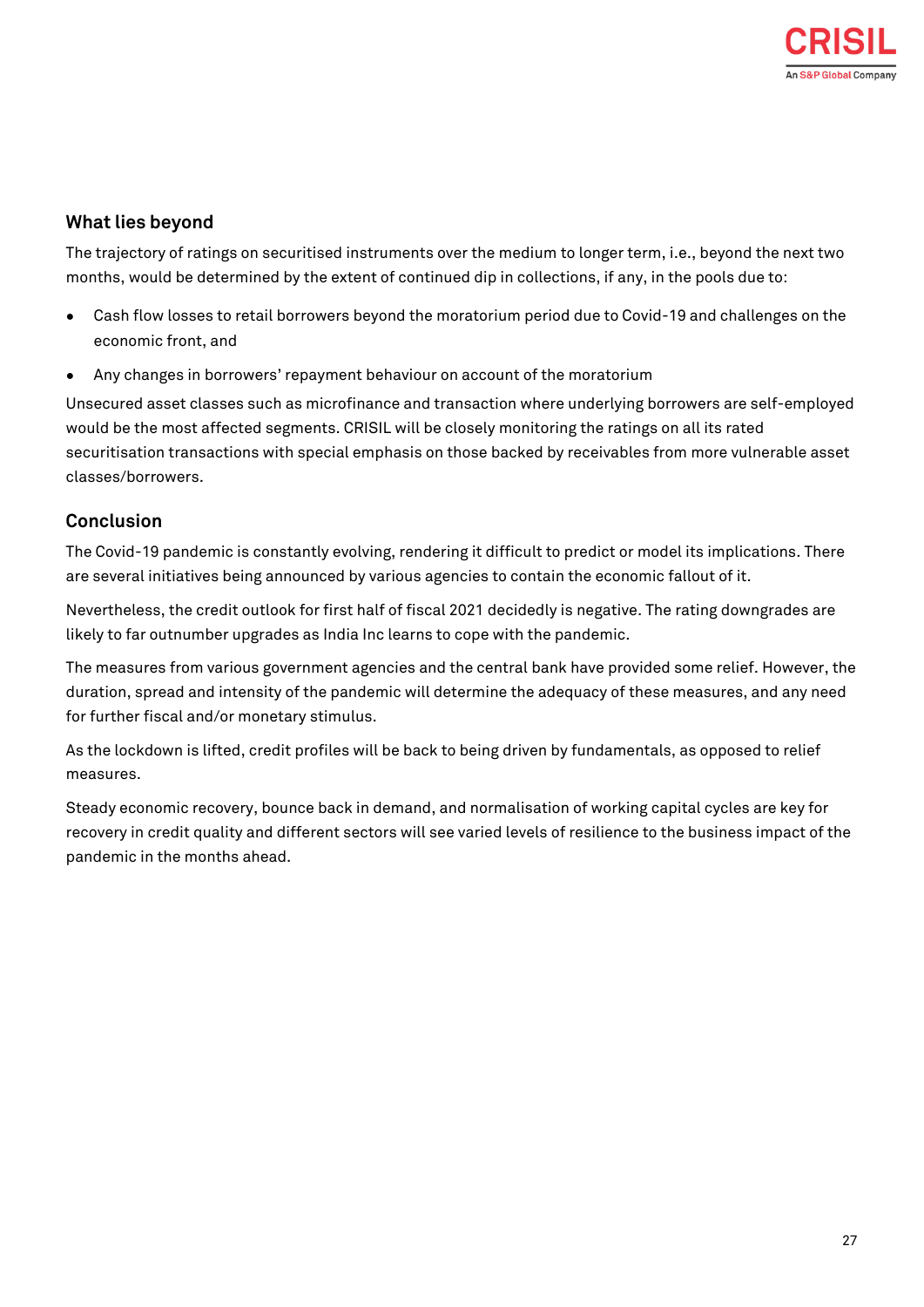## What lies beyond

The trajectory of ratings on securitised instruments over the medium to longer term, i.e., beyond the next two months, would be determined by the extent of continued dip in collections, if any, in the pools due to:

- Cash flow losses to retail borrowers beyond the moratorium period due to Covid-19 and challenges on the economic front, and
- Any changes in borrowers' repayment behaviour on account of the moratorium

Unsecured asset classes such as microfinance and transaction where underlying borrowers are self-employed would be the most affected segments. CRISIL will be closely monitoring the ratings on all its rated securitisation transactions with special emphasis on those backed by receivables from more vulnerable asset classes/borrowers.

## Conclusion

The Covid-19 pandemic is constantly evolving, rendering it difficult to predict or model its implications. There are several initiatives being announced by various agencies to contain the economic fallout of it.

Nevertheless, the credit outlook for first half of fiscal 2021 decidedly is negative. The rating downgrades are likely to far outnumber upgrades as India Inc learns to cope with the pandemic.

The measures from various government agencies and the central bank have provided some relief. However, the duration, spread and intensity of the pandemic will determine the adequacy of these measures, and any need for further fiscal and/or monetary stimulus.

As the lockdown is lifted, credit profiles will be back to being driven by fundamentals, as opposed to relief measures.

Steady economic recovery, bounce back in demand, and normalisation of working capital cycles are key for recovery in credit quality and different sectors will see varied levels of resilience to the business impact of the pandemic in the months ahead.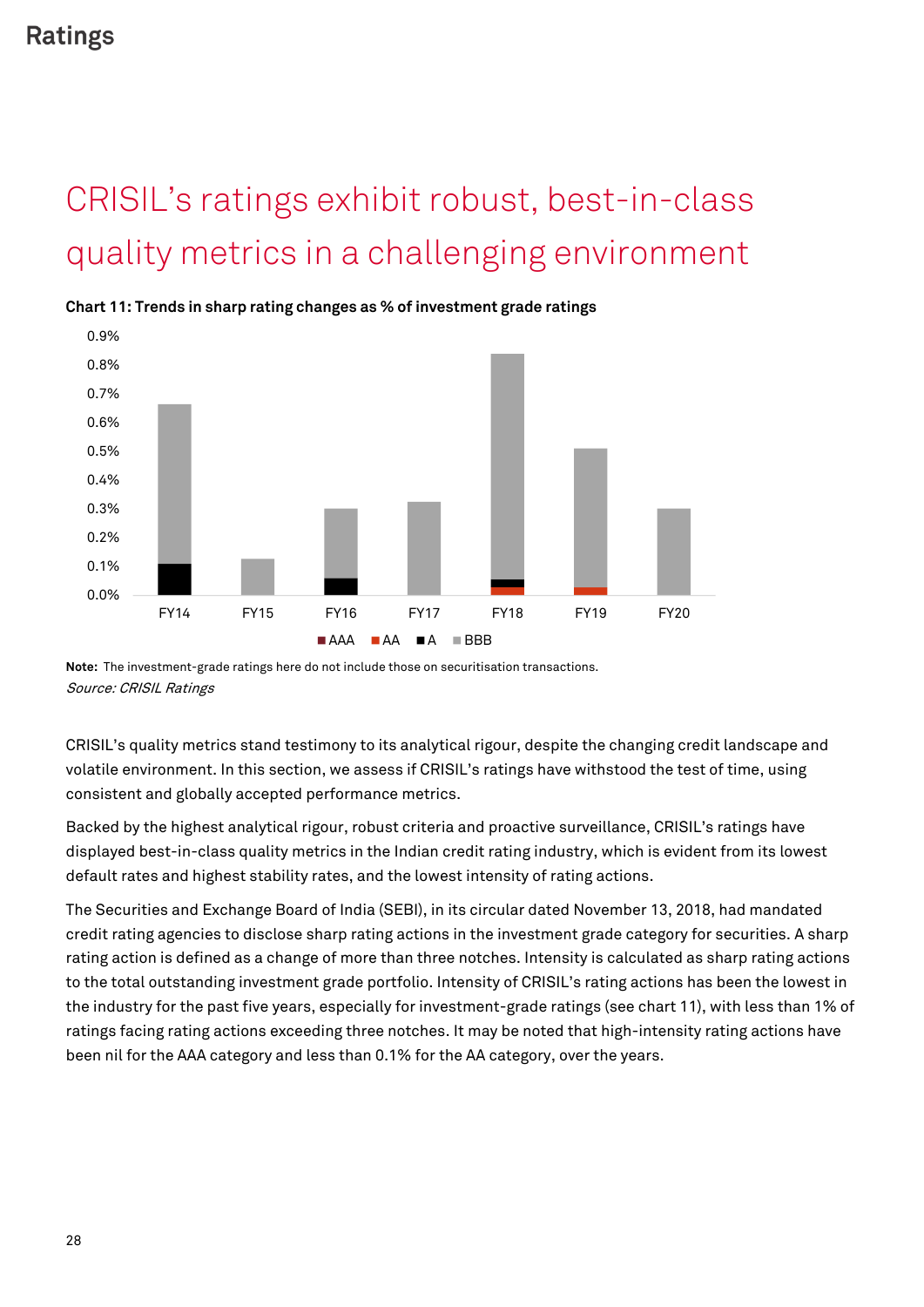## Ratings

# CRISIL's ratings exhibit robust, best-in-class quality metrics in a challenging environment

**Chart 11: Trends in sharp rating changes as % of investment grade ratings**

**Note:** The investment-grade ratings here do not include those on securitisation transactions.
*Source: CRISIL Ratings*

CRISIL's quality metrics stand testimony to its analytical rigour, despite the changing credit landscape and volatile environment. In this section, we assess if CRISIL's ratings have withstood the test of time, using consistent and globally accepted performance metrics.

Backed by the highest analytical rigour, robust criteria and proactive surveillance, CRISIL's ratings have displayed best-in-class quality metrics in the Indian credit rating industry, which is evident from its lowest default rates and highest stability rates, and the lowest intensity of rating actions.

The Securities and Exchange Board of India (SEBI), in its circular dated November 13, 2018, had mandated credit rating agencies to disclose sharp rating actions in the investment grade category for securities. A sharp rating action is defined as a change of more than three notches. Intensity is calculated as sharp rating actions to the total outstanding investment grade portfolio. Intensity of CRISIL's rating actions has been the lowest in the industry for the past five years, especially for investment-grade ratings (see chart 11), with less than 1% of ratings facing rating actions exceeding three notches. It may be noted that high-intensity rating actions have been nil for the AAA category and less than 0.1% for the AA category, over the years.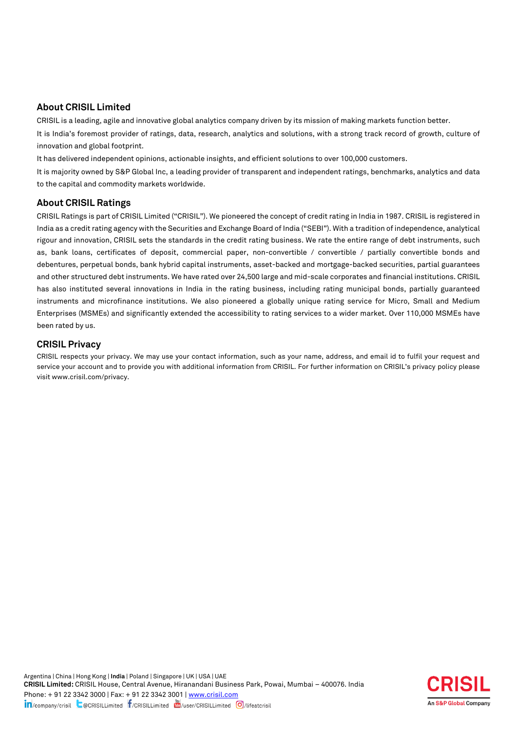## About CRISIL Limited

CRISIL is a leading, agile and innovative global analytics company driven by its mission of making markets function better.

It is India's foremost provider of ratings, data, research, analytics and solutions, with a strong track record of growth, culture of innovation and global footprint.

It has delivered independent opinions, actionable insights, and efficient solutions to over 100,000 customers.

It is majority owned by S&P Global Inc, a leading provider of transparent and independent ratings, benchmarks, analytics and data to the capital and commodity markets worldwide.

## About CRISIL Ratings

CRISIL Ratings is part of CRISIL Limited ("CRISIL"). We pioneered the concept of credit rating in India in 1987. CRISIL is registered in India as a credit rating agency with the Securities and Exchange Board of India ("SEBI"). With a tradition of independence, analytical rigour and innovation, CRISIL sets the standards in the credit rating business. We rate the entire range of debt instruments, such as, bank loans, certificates of deposit, commercial paper, non-convertible / convertible / partially convertible bonds and debentures, perpetual bonds, bank hybrid capital instruments, asset-backed and mortgage-backed securities, partial guarantees and other structured debt instruments. We have rated over 24,500 large and mid-scale corporates and financial institutions. CRISIL has also instituted several innovations in India in the rating business, including rating municipal bonds, partially guaranteed instruments and microfinance institutions. We also pioneered a globally unique rating service for Micro, Small and Medium Enterprises (MSMEs) and significantly extended the accessibility to rating services to a wider market. Over 110,000 MSMEs have been rated by us.

## CRISIL Privacy

CRISIL respects your privacy. We may use your contact information, such as your name, address, and email id to fulfil your request and service your account and to provide you with additional information from CRISIL. For further information on CRISIL's privacy policy please visit www.crisil.com/privacy.

Argentina | China | Hong Kong | **India** | Poland | Singapore | UK | USA | UAE

**CRISIL Limited:** CRISIL House, Central Avenue, Hiranandani Business Park, Powai, Mumbai – 400076. India

Phone: + 91 22 3342 3000 | Fax: + 91 22 3342 3001 | www.crisil.com

/company/crisil @CRISILLimited /CRISILLimited /user/CRISILLimited /lifeatcrisil

CRISIL
An S&P Global Company